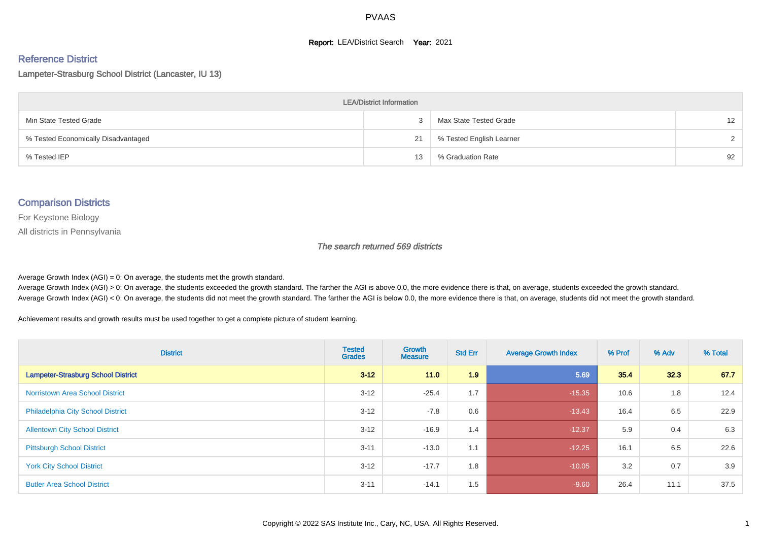# PVAAS

**Report:** LEA/District Search **Year:** 2021

## Reference District

Lampeter-Strasburg School District (Lancaster, IU 13)

| LEA/District Information | | | |
|---|---|---|---|
| Min State Tested Grade | 3 | Max State Tested Grade | 12 |
| % Tested Economically Disadvantaged | 21 | % Tested English Learner | 2 |
| % Tested IEP | 13 | % Graduation Rate | 92 |

## Comparison Districts

For Keystone Biology

All districts in Pennsylvania

*The search returned 569 districts*

Average Growth Index (AGI) = 0: On average, the students met the growth standard.

Average Growth Index (AGI) > 0: On average, the students exceeded the growth standard. The farther the AGI is above 0.0, the more evidence there is that, on average, students exceeded the growth standard.

Average Growth Index (AGI) < 0: On average, the students did not meet the growth standard. The farther the AGI is below 0.0, the more evidence there is that, on average, students did not meet the growth standard.

Achievement results and growth results must be used together to get a complete picture of student learning.

| District | Tested Grades | Growth Measure | Std Err | Average Growth Index | % Prof | % Adv | % Total |
|---|---|---|---|---|---|---|---|
| **Lampeter-Strasburg School District** | **3-12** | **11.0** | **1.9** | **5.69** | **35.4** | **32.3** | **67.7** |
| Norristown Area School District | 3-12 | -25.4 | 1.7 | -15.35 | 10.6 | 1.8 | 12.4 |
| Philadelphia City School District | 3-12 | -7.8 | 0.6 | -13.43 | 16.4 | 6.5 | 22.9 |
| Allentown City School District | 3-12 | -16.9 | 1.4 | -12.37 | 5.9 | 0.4 | 6.3 |
| Pittsburgh School District | 3-11 | -13.0 | 1.1 | -12.25 | 16.1 | 6.5 | 22.6 |
| York City School District | 3-12 | -17.7 | 1.8 | -10.05 | 3.2 | 0.7 | 3.9 |
| Butler Area School District | 3-11 | -14.1 | 1.5 | -9.60 | 26.4 | 11.1 | 37.5 |

Copyright © 2022 SAS Institute Inc., Cary, NC, USA. All Rights Reserved.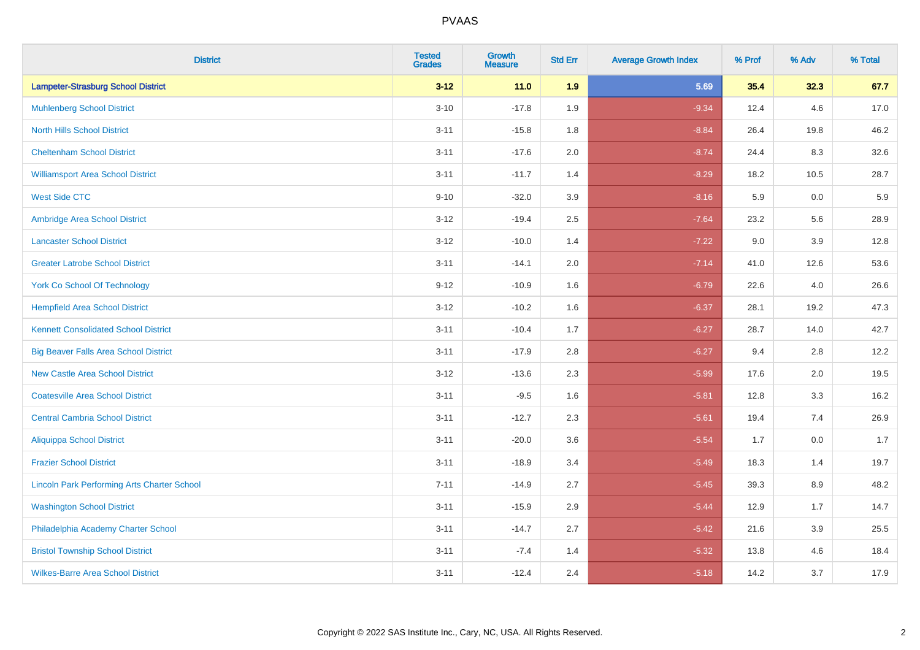| District | Tested Grades | Growth Measure | Std Err | Average Growth Index | % Prof | % Adv | % Total |
|---|---|---|---|---|---|---|---|
| **Lampeter-Strasburg School District** | **3-12** | **11.0** | **1.9** | **5.69** | **35.4** | **32.3** | **67.7** |
| Muhlenberg School District | 3-10 | -17.8 | 1.9 | -9.34 | 12.4 | 4.6 | 17.0 |
| North Hills School District | 3-11 | -15.8 | 1.8 | -8.84 | 26.4 | 19.8 | 46.2 |
| Cheltenham School District | 3-11 | -17.6 | 2.0 | -8.74 | 24.4 | 8.3 | 32.6 |
| Williamsport Area School District | 3-11 | -11.7 | 1.4 | -8.29 | 18.2 | 10.5 | 28.7 |
| West Side CTC | 9-10 | -32.0 | 3.9 | -8.16 | 5.9 | 0.0 | 5.9 |
| Ambridge Area School District | 3-12 | -19.4 | 2.5 | -7.64 | 23.2 | 5.6 | 28.9 |
| Lancaster School District | 3-12 | -10.0 | 1.4 | -7.22 | 9.0 | 3.9 | 12.8 |
| Greater Latrobe School District | 3-11 | -14.1 | 2.0 | -7.14 | 41.0 | 12.6 | 53.6 |
| York Co School Of Technology | 9-12 | -10.9 | 1.6 | -6.79 | 22.6 | 4.0 | 26.6 |
| Hempfield Area School District | 3-12 | -10.2 | 1.6 | -6.37 | 28.1 | 19.2 | 47.3 |
| Kennett Consolidated School District | 3-11 | -10.4 | 1.7 | -6.27 | 28.7 | 14.0 | 42.7 |
| Big Beaver Falls Area School District | 3-11 | -17.9 | 2.8 | -6.27 | 9.4 | 2.8 | 12.2 |
| New Castle Area School District | 3-12 | -13.6 | 2.3 | -5.99 | 17.6 | 2.0 | 19.5 |
| Coatesville Area School District | 3-11 | -9.5 | 1.6 | -5.81 | 12.8 | 3.3 | 16.2 |
| Central Cambria School District | 3-11 | -12.7 | 2.3 | -5.61 | 19.4 | 7.4 | 26.9 |
| Aliquippa School District | 3-11 | -20.0 | 3.6 | -5.54 | 1.7 | 0.0 | 1.7 |
| Frazier School District | 3-11 | -18.9 | 3.4 | -5.49 | 18.3 | 1.4 | 19.7 |
| Lincoln Park Performing Arts Charter School | 7-11 | -14.9 | 2.7 | -5.45 | 39.3 | 8.9 | 48.2 |
| Washington School District | 3-11 | -15.9 | 2.9 | -5.44 | 12.9 | 1.7 | 14.7 |
| Philadelphia Academy Charter School | 3-11 | -14.7 | 2.7 | -5.42 | 21.6 | 3.9 | 25.5 |
| Bristol Township School District | 3-11 | -7.4 | 1.4 | -5.32 | 13.8 | 4.6 | 18.4 |
| Wilkes-Barre Area School District | 3-11 | -12.4 | 2.4 | -5.18 | 14.2 | 3.7 | 17.9 |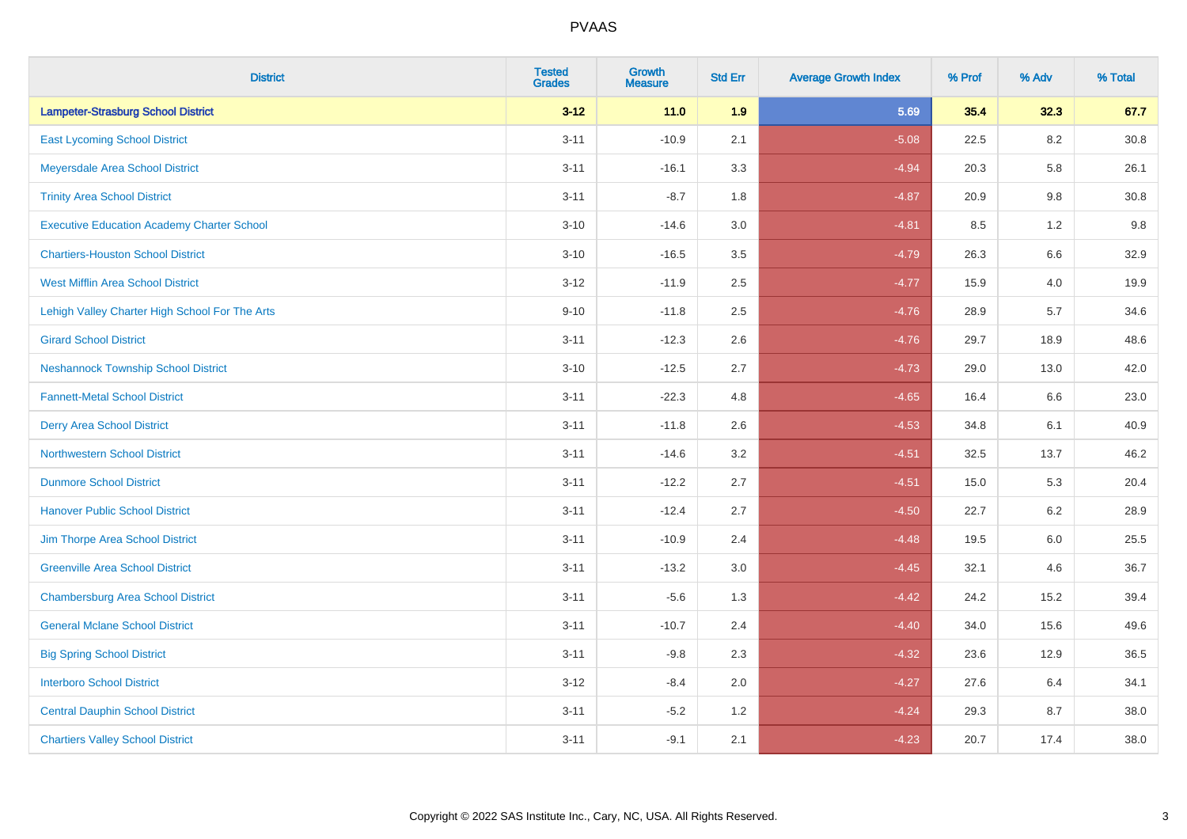# PVAAS

| District | Tested Grades | Growth Measure | Std Err | Average Growth Index | % Prof | % Adv | % Total |
|---|---|---|---|---|---|---|---|
| **Lampeter-Strasburg School District** | **3-12** | **11.0** | **1.9** | **5.69** | **35.4** | **32.3** | **67.7** |
| East Lycoming School District | 3-11 | -10.9 | 2.1 | -5.08 | 22.5 | 8.2 | 30.8 |
| Meyersdale Area School District | 3-11 | -16.1 | 3.3 | -4.94 | 20.3 | 5.8 | 26.1 |
| Trinity Area School District | 3-11 | -8.7 | 1.8 | -4.87 | 20.9 | 9.8 | 30.8 |
| Executive Education Academy Charter School | 3-10 | -14.6 | 3.0 | -4.81 | 8.5 | 1.2 | 9.8 |
| Chartiers-Houston School District | 3-10 | -16.5 | 3.5 | -4.79 | 26.3 | 6.6 | 32.9 |
| West Mifflin Area School District | 3-12 | -11.9 | 2.5 | -4.77 | 15.9 | 4.0 | 19.9 |
| Lehigh Valley Charter High School For The Arts | 9-10 | -11.8 | 2.5 | -4.76 | 28.9 | 5.7 | 34.6 |
| Girard School District | 3-11 | -12.3 | 2.6 | -4.76 | 29.7 | 18.9 | 48.6 |
| Neshannock Township School District | 3-10 | -12.5 | 2.7 | -4.73 | 29.0 | 13.0 | 42.0 |
| Fannett-Metal School District | 3-11 | -22.3 | 4.8 | -4.65 | 16.4 | 6.6 | 23.0 |
| Derry Area School District | 3-11 | -11.8 | 2.6 | -4.53 | 34.8 | 6.1 | 40.9 |
| Northwestern School District | 3-11 | -14.6 | 3.2 | -4.51 | 32.5 | 13.7 | 46.2 |
| Dunmore School District | 3-11 | -12.2 | 2.7 | -4.51 | 15.0 | 5.3 | 20.4 |
| Hanover Public School District | 3-11 | -12.4 | 2.7 | -4.50 | 22.7 | 6.2 | 28.9 |
| Jim Thorpe Area School District | 3-11 | -10.9 | 2.4 | -4.48 | 19.5 | 6.0 | 25.5 |
| Greenville Area School District | 3-11 | -13.2 | 3.0 | -4.45 | 32.1 | 4.6 | 36.7 |
| Chambersburg Area School District | 3-11 | -5.6 | 1.3 | -4.42 | 24.2 | 15.2 | 39.4 |
| General Mclane School District | 3-11 | -10.7 | 2.4 | -4.40 | 34.0 | 15.6 | 49.6 |
| Big Spring School District | 3-11 | -9.8 | 2.3 | -4.32 | 23.6 | 12.9 | 36.5 |
| Interboro School District | 3-12 | -8.4 | 2.0 | -4.27 | 27.6 | 6.4 | 34.1 |
| Central Dauphin School District | 3-11 | -5.2 | 1.2 | -4.24 | 29.3 | 8.7 | 38.0 |
| Chartiers Valley School District | 3-11 | -9.1 | 2.1 | -4.23 | 20.7 | 17.4 | 38.0 |

Copyright © 2022 SAS Institute Inc., Cary, NC, USA. All Rights Reserved.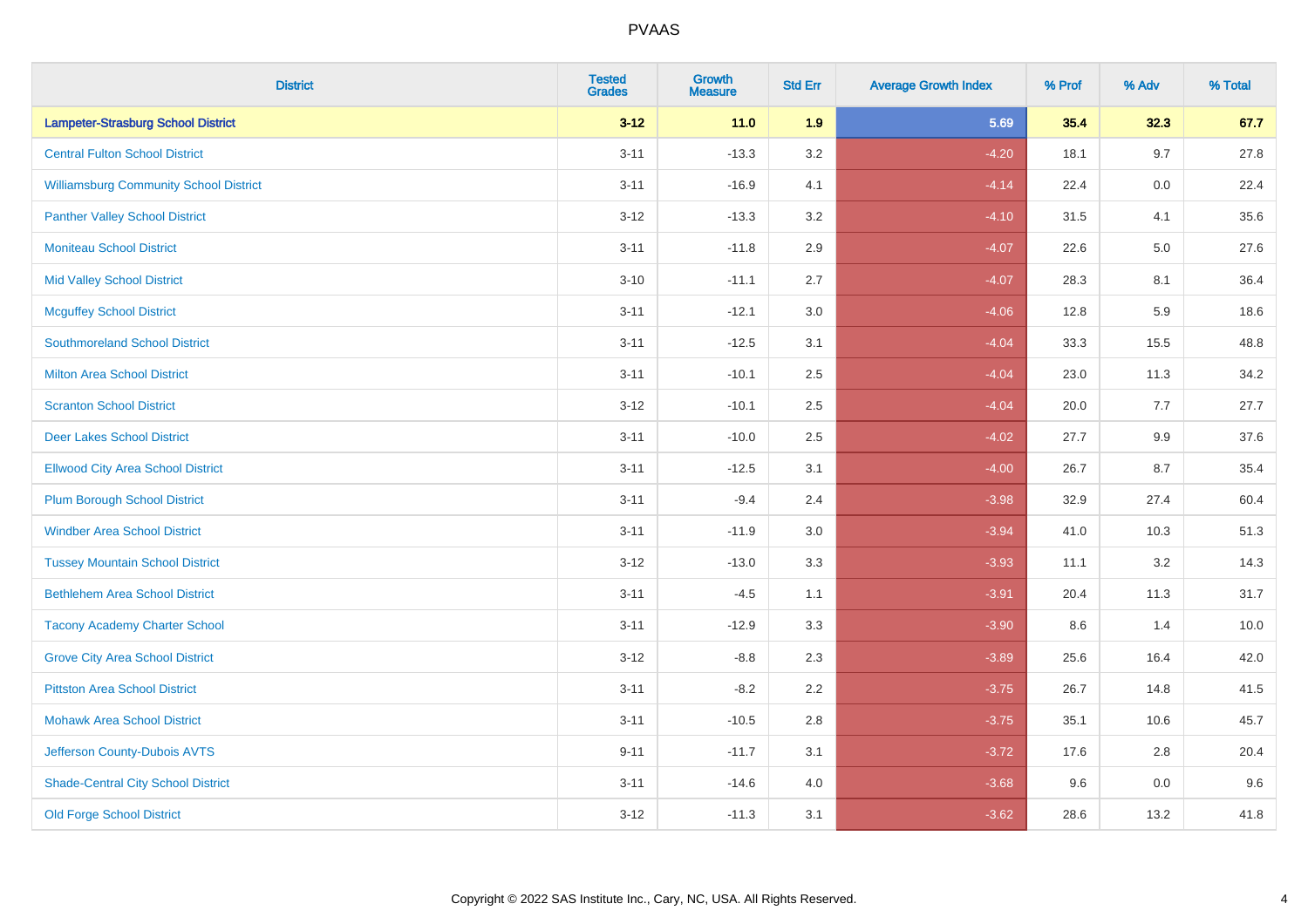# PVAAS

| District | Tested Grades | Growth Measure | Std Err | Average Growth Index | % Prof | % Adv | % Total |
|---|---|---|---|---|---|---|---|
| **Lampeter-Strasburg School District** | **3-12** | **11.0** | **1.9** | **5.69** | **35.4** | **32.3** | **67.7** |
| Central Fulton School District | 3-11 | -13.3 | 3.2 | -4.20 | 18.1 | 9.7 | 27.8 |
| Williamsburg Community School District | 3-11 | -16.9 | 4.1 | -4.14 | 22.4 | 0.0 | 22.4 |
| Panther Valley School District | 3-12 | -13.3 | 3.2 | -4.10 | 31.5 | 4.1 | 35.6 |
| Moniteau School District | 3-11 | -11.8 | 2.9 | -4.07 | 22.6 | 5.0 | 27.6 |
| Mid Valley School District | 3-10 | -11.1 | 2.7 | -4.07 | 28.3 | 8.1 | 36.4 |
| Mcguffey School District | 3-11 | -12.1 | 3.0 | -4.06 | 12.8 | 5.9 | 18.6 |
| Southmoreland School District | 3-11 | -12.5 | 3.1 | -4.04 | 33.3 | 15.5 | 48.8 |
| Milton Area School District | 3-11 | -10.1 | 2.5 | -4.04 | 23.0 | 11.3 | 34.2 |
| Scranton School District | 3-12 | -10.1 | 2.5 | -4.04 | 20.0 | 7.7 | 27.7 |
| Deer Lakes School District | 3-11 | -10.0 | 2.5 | -4.02 | 27.7 | 9.9 | 37.6 |
| Ellwood City Area School District | 3-11 | -12.5 | 3.1 | -4.00 | 26.7 | 8.7 | 35.4 |
| Plum Borough School District | 3-11 | -9.4 | 2.4 | -3.98 | 32.9 | 27.4 | 60.4 |
| Windber Area School District | 3-11 | -11.9 | 3.0 | -3.94 | 41.0 | 10.3 | 51.3 |
| Tussey Mountain School District | 3-12 | -13.0 | 3.3 | -3.93 | 11.1 | 3.2 | 14.3 |
| Bethlehem Area School District | 3-11 | -4.5 | 1.1 | -3.91 | 20.4 | 11.3 | 31.7 |
| Tacony Academy Charter School | 3-11 | -12.9 | 3.3 | -3.90 | 8.6 | 1.4 | 10.0 |
| Grove City Area School District | 3-12 | -8.8 | 2.3 | -3.89 | 25.6 | 16.4 | 42.0 |
| Pittston Area School District | 3-11 | -8.2 | 2.2 | -3.75 | 26.7 | 14.8 | 41.5 |
| Mohawk Area School District | 3-11 | -10.5 | 2.8 | -3.75 | 35.1 | 10.6 | 45.7 |
| Jefferson County-Dubois AVTS | 9-11 | -11.7 | 3.1 | -3.72 | 17.6 | 2.8 | 20.4 |
| Shade-Central City School District | 3-11 | -14.6 | 4.0 | -3.68 | 9.6 | 0.0 | 9.6 |
| Old Forge School District | 3-12 | -11.3 | 3.1 | -3.62 | 28.6 | 13.2 | 41.8 |

Copyright © 2022 SAS Institute Inc., Cary, NC, USA. All Rights Reserved.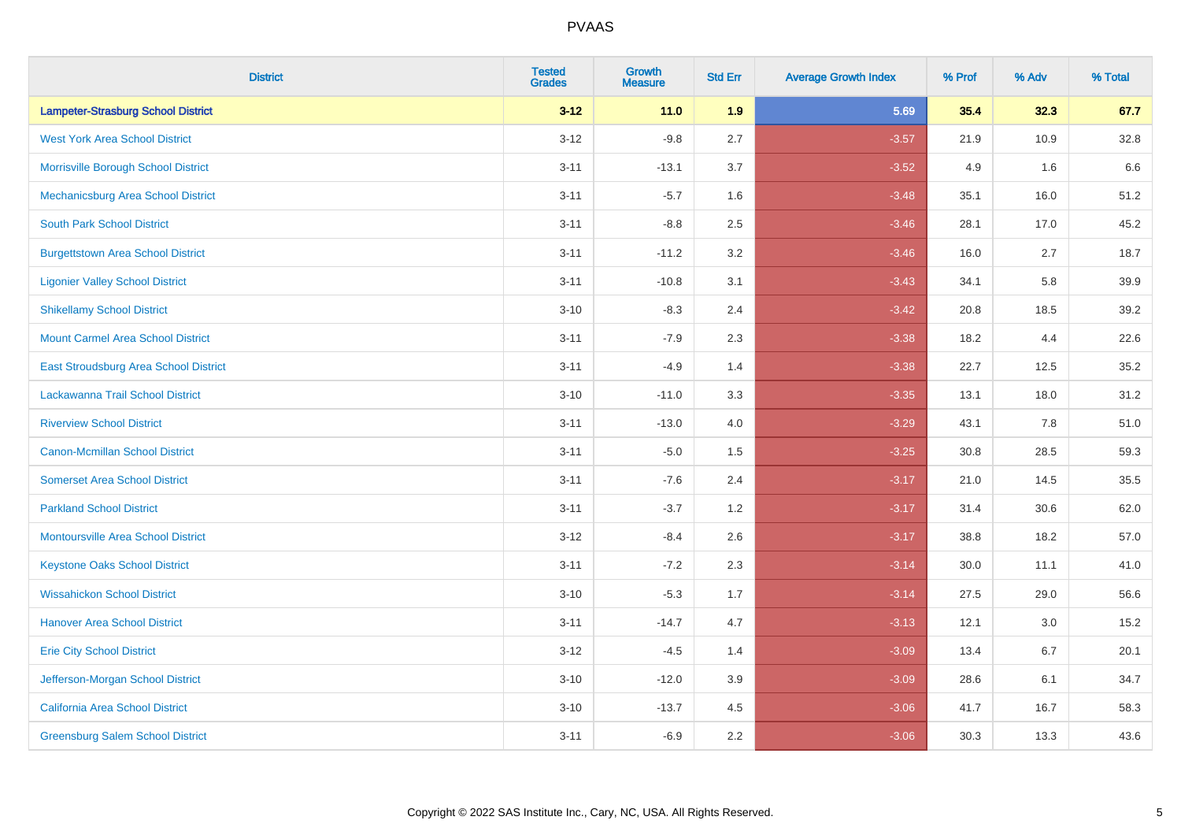# PVAAS

| District | Tested Grades | Growth Measure | Std Err | Average Growth Index | % Prof | % Adv | % Total |
|---|---|---|---|---|---|---|---|
| **Lampeter-Strasburg School District** | **3-12** | **11.0** | **1.9** | **5.69** | **35.4** | **32.3** | **67.7** |
| West York Area School District | 3-12 | -9.8 | 2.7 | -3.57 | 21.9 | 10.9 | 32.8 |
| Morrisville Borough School District | 3-11 | -13.1 | 3.7 | -3.52 | 4.9 | 1.6 | 6.6 |
| Mechanicsburg Area School District | 3-11 | -5.7 | 1.6 | -3.48 | 35.1 | 16.0 | 51.2 |
| South Park School District | 3-11 | -8.8 | 2.5 | -3.46 | 28.1 | 17.0 | 45.2 |
| Burgettstown Area School District | 3-11 | -11.2 | 3.2 | -3.46 | 16.0 | 2.7 | 18.7 |
| Ligonier Valley School District | 3-11 | -10.8 | 3.1 | -3.43 | 34.1 | 5.8 | 39.9 |
| Shikellamy School District | 3-10 | -8.3 | 2.4 | -3.42 | 20.8 | 18.5 | 39.2 |
| Mount Carmel Area School District | 3-11 | -7.9 | 2.3 | -3.38 | 18.2 | 4.4 | 22.6 |
| East Stroudsburg Area School District | 3-11 | -4.9 | 1.4 | -3.38 | 22.7 | 12.5 | 35.2 |
| Lackawanna Trail School District | 3-10 | -11.0 | 3.3 | -3.35 | 13.1 | 18.0 | 31.2 |
| Riverview School District | 3-11 | -13.0 | 4.0 | -3.29 | 43.1 | 7.8 | 51.0 |
| Canon-Mcmillan School District | 3-11 | -5.0 | 1.5 | -3.25 | 30.8 | 28.5 | 59.3 |
| Somerset Area School District | 3-11 | -7.6 | 2.4 | -3.17 | 21.0 | 14.5 | 35.5 |
| Parkland School District | 3-11 | -3.7 | 1.2 | -3.17 | 31.4 | 30.6 | 62.0 |
| Montoursville Area School District | 3-12 | -8.4 | 2.6 | -3.17 | 38.8 | 18.2 | 57.0 |
| Keystone Oaks School District | 3-11 | -7.2 | 2.3 | -3.14 | 30.0 | 11.1 | 41.0 |
| Wissahickon School District | 3-10 | -5.3 | 1.7 | -3.14 | 27.5 | 29.0 | 56.6 |
| Hanover Area School District | 3-11 | -14.7 | 4.7 | -3.13 | 12.1 | 3.0 | 15.2 |
| Erie City School District | 3-12 | -4.5 | 1.4 | -3.09 | 13.4 | 6.7 | 20.1 |
| Jefferson-Morgan School District | 3-10 | -12.0 | 3.9 | -3.09 | 28.6 | 6.1 | 34.7 |
| California Area School District | 3-10 | -13.7 | 4.5 | -3.06 | 41.7 | 16.7 | 58.3 |
| Greensburg Salem School District | 3-11 | -6.9 | 2.2 | -3.06 | 30.3 | 13.3 | 43.6 |

Copyright © 2022 SAS Institute Inc., Cary, NC, USA. All Rights Reserved.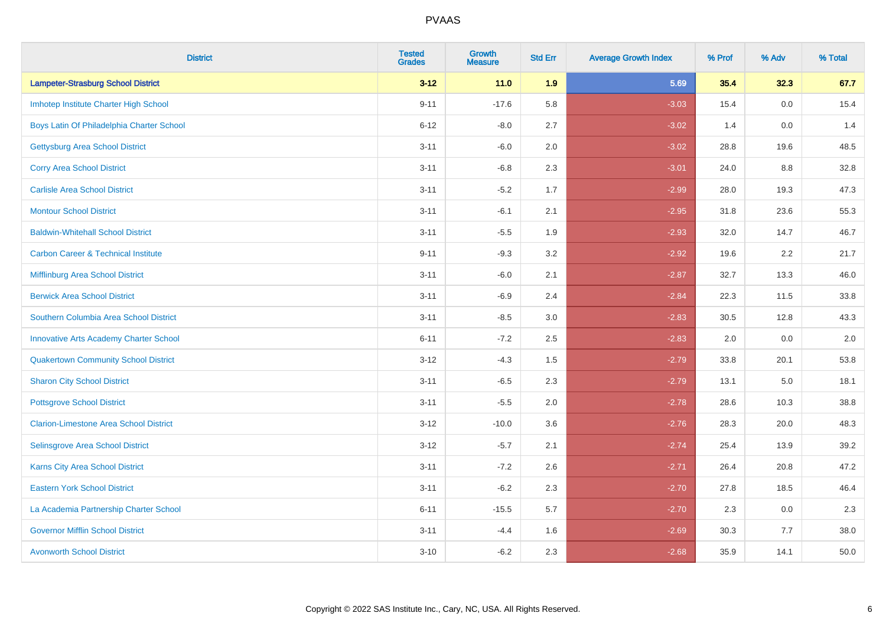| District | Tested Grades | Growth Measure | Std Err | Average Growth Index | % Prof | % Adv | % Total |
|---|---|---|---|---|---|---|---|
| **Lampeter-Strasburg School District** | **3-12** | **11.0** | **1.9** | **5.69** | **35.4** | **32.3** | **67.7** |
| Imhotep Institute Charter High School | 9-11 | -17.6 | 5.8 | -3.03 | 15.4 | 0.0 | 15.4 |
| Boys Latin Of Philadelphia Charter School | 6-12 | -8.0 | 2.7 | -3.02 | 1.4 | 0.0 | 1.4 |
| Gettysburg Area School District | 3-11 | -6.0 | 2.0 | -3.02 | 28.8 | 19.6 | 48.5 |
| Corry Area School District | 3-11 | -6.8 | 2.3 | -3.01 | 24.0 | 8.8 | 32.8 |
| Carlisle Area School District | 3-11 | -5.2 | 1.7 | -2.99 | 28.0 | 19.3 | 47.3 |
| Montour School District | 3-11 | -6.1 | 2.1 | -2.95 | 31.8 | 23.6 | 55.3 |
| Baldwin-Whitehall School District | 3-11 | -5.5 | 1.9 | -2.93 | 32.0 | 14.7 | 46.7 |
| Carbon Career & Technical Institute | 9-11 | -9.3 | 3.2 | -2.92 | 19.6 | 2.2 | 21.7 |
| Mifflinburg Area School District | 3-11 | -6.0 | 2.1 | -2.87 | 32.7 | 13.3 | 46.0 |
| Berwick Area School District | 3-11 | -6.9 | 2.4 | -2.84 | 22.3 | 11.5 | 33.8 |
| Southern Columbia Area School District | 3-11 | -8.5 | 3.0 | -2.83 | 30.5 | 12.8 | 43.3 |
| Innovative Arts Academy Charter School | 6-11 | -7.2 | 2.5 | -2.83 | 2.0 | 0.0 | 2.0 |
| Quakertown Community School District | 3-12 | -4.3 | 1.5 | -2.79 | 33.8 | 20.1 | 53.8 |
| Sharon City School District | 3-11 | -6.5 | 2.3 | -2.79 | 13.1 | 5.0 | 18.1 |
| Pottsgrove School District | 3-11 | -5.5 | 2.0 | -2.78 | 28.6 | 10.3 | 38.8 |
| Clarion-Limestone Area School District | 3-12 | -10.0 | 3.6 | -2.76 | 28.3 | 20.0 | 48.3 |
| Selinsgrove Area School District | 3-12 | -5.7 | 2.1 | -2.74 | 25.4 | 13.9 | 39.2 |
| Karns City Area School District | 3-11 | -7.2 | 2.6 | -2.71 | 26.4 | 20.8 | 47.2 |
| Eastern York School District | 3-11 | -6.2 | 2.3 | -2.70 | 27.8 | 18.5 | 46.4 |
| La Academia Partnership Charter School | 6-11 | -15.5 | 5.7 | -2.70 | 2.3 | 0.0 | 2.3 |
| Governor Mifflin School District | 3-11 | -4.4 | 1.6 | -2.69 | 30.3 | 7.7 | 38.0 |
| Avonworth School District | 3-10 | -6.2 | 2.3 | -2.68 | 35.9 | 14.1 | 50.0 |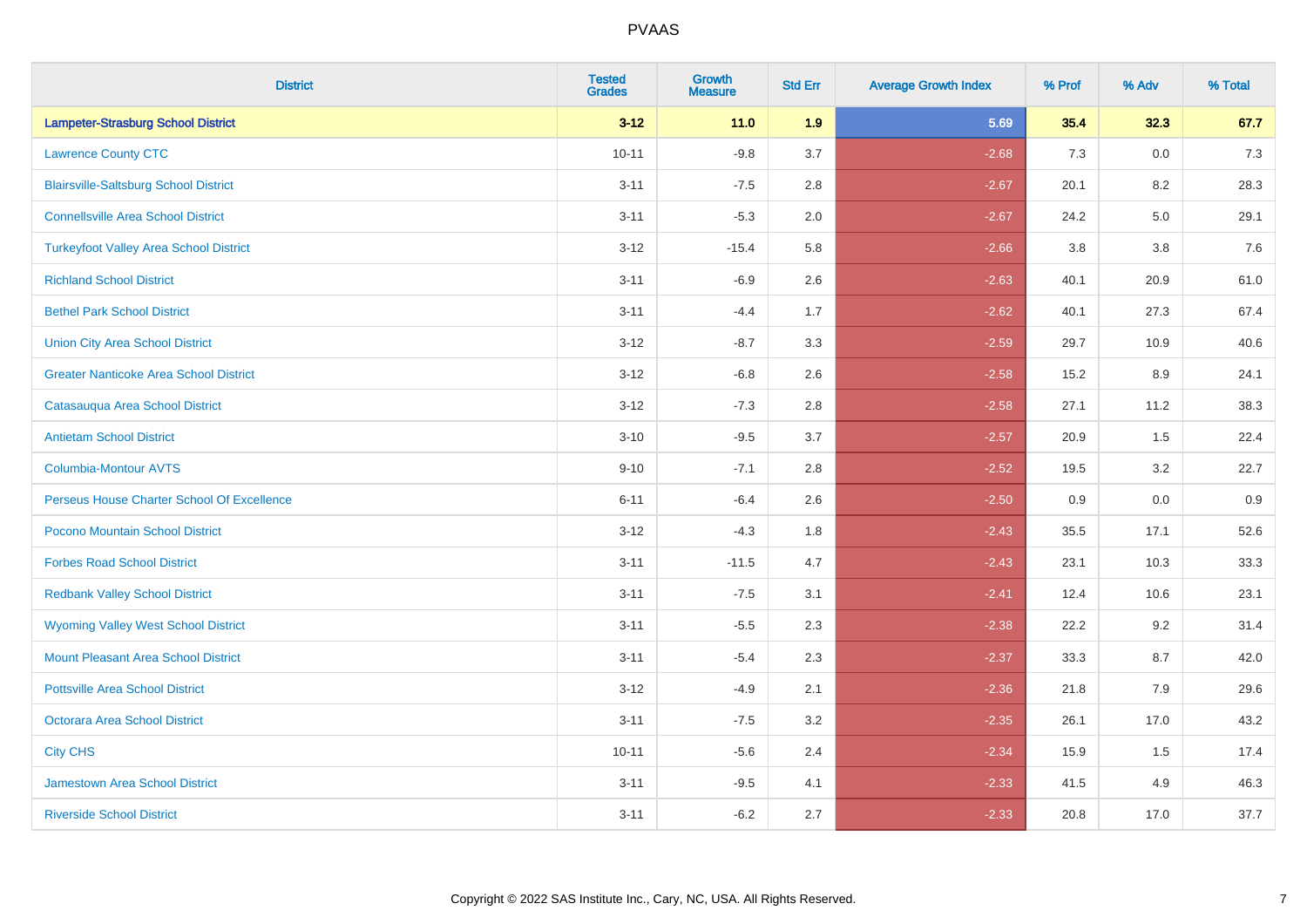PVAAS

| District | Tested Grades | Growth Measure | Std Err | Average Growth Index | % Prof | % Adv | % Total |
|---|---|---|---|---|---|---|---|
| **Lampeter-Strasburg School District** | **3-12** | **11.0** | **1.9** | **5.69** | **35.4** | **32.3** | **67.7** |
| Lawrence County CTC | 10-11 | -9.8 | 3.7 | -2.68 | 7.3 | 0.0 | 7.3 |
| Blairsville-Saltsburg School District | 3-11 | -7.5 | 2.8 | -2.67 | 20.1 | 8.2 | 28.3 |
| Connellsville Area School District | 3-11 | -5.3 | 2.0 | -2.67 | 24.2 | 5.0 | 29.1 |
| Turkeyfoot Valley Area School District | 3-12 | -15.4 | 5.8 | -2.66 | 3.8 | 3.8 | 7.6 |
| Richland School District | 3-11 | -6.9 | 2.6 | -2.63 | 40.1 | 20.9 | 61.0 |
| Bethel Park School District | 3-11 | -4.4 | 1.7 | -2.62 | 40.1 | 27.3 | 67.4 |
| Union City Area School District | 3-12 | -8.7 | 3.3 | -2.59 | 29.7 | 10.9 | 40.6 |
| Greater Nanticoke Area School District | 3-12 | -6.8 | 2.6 | -2.58 | 15.2 | 8.9 | 24.1 |
| Catasauqua Area School District | 3-12 | -7.3 | 2.8 | -2.58 | 27.1 | 11.2 | 38.3 |
| Antietam School District | 3-10 | -9.5 | 3.7 | -2.57 | 20.9 | 1.5 | 22.4 |
| Columbia-Montour AVTS | 9-10 | -7.1 | 2.8 | -2.52 | 19.5 | 3.2 | 22.7 |
| Perseus House Charter School Of Excellence | 6-11 | -6.4 | 2.6 | -2.50 | 0.9 | 0.0 | 0.9 |
| Pocono Mountain School District | 3-12 | -4.3 | 1.8 | -2.43 | 35.5 | 17.1 | 52.6 |
| Forbes Road School District | 3-11 | -11.5 | 4.7 | -2.43 | 23.1 | 10.3 | 33.3 |
| Redbank Valley School District | 3-11 | -7.5 | 3.1 | -2.41 | 12.4 | 10.6 | 23.1 |
| Wyoming Valley West School District | 3-11 | -5.5 | 2.3 | -2.38 | 22.2 | 9.2 | 31.4 |
| Mount Pleasant Area School District | 3-11 | -5.4 | 2.3 | -2.37 | 33.3 | 8.7 | 42.0 |
| Pottsville Area School District | 3-12 | -4.9 | 2.1 | -2.36 | 21.8 | 7.9 | 29.6 |
| Octorara Area School District | 3-11 | -7.5 | 3.2 | -2.35 | 26.1 | 17.0 | 43.2 |
| City CHS | 10-11 | -5.6 | 2.4 | -2.34 | 15.9 | 1.5 | 17.4 |
| Jamestown Area School District | 3-11 | -9.5 | 4.1 | -2.33 | 41.5 | 4.9 | 46.3 |
| Riverside School District | 3-11 | -6.2 | 2.7 | -2.33 | 20.8 | 17.0 | 37.7 |

Copyright © 2022 SAS Institute Inc., Cary, NC, USA. All Rights Reserved.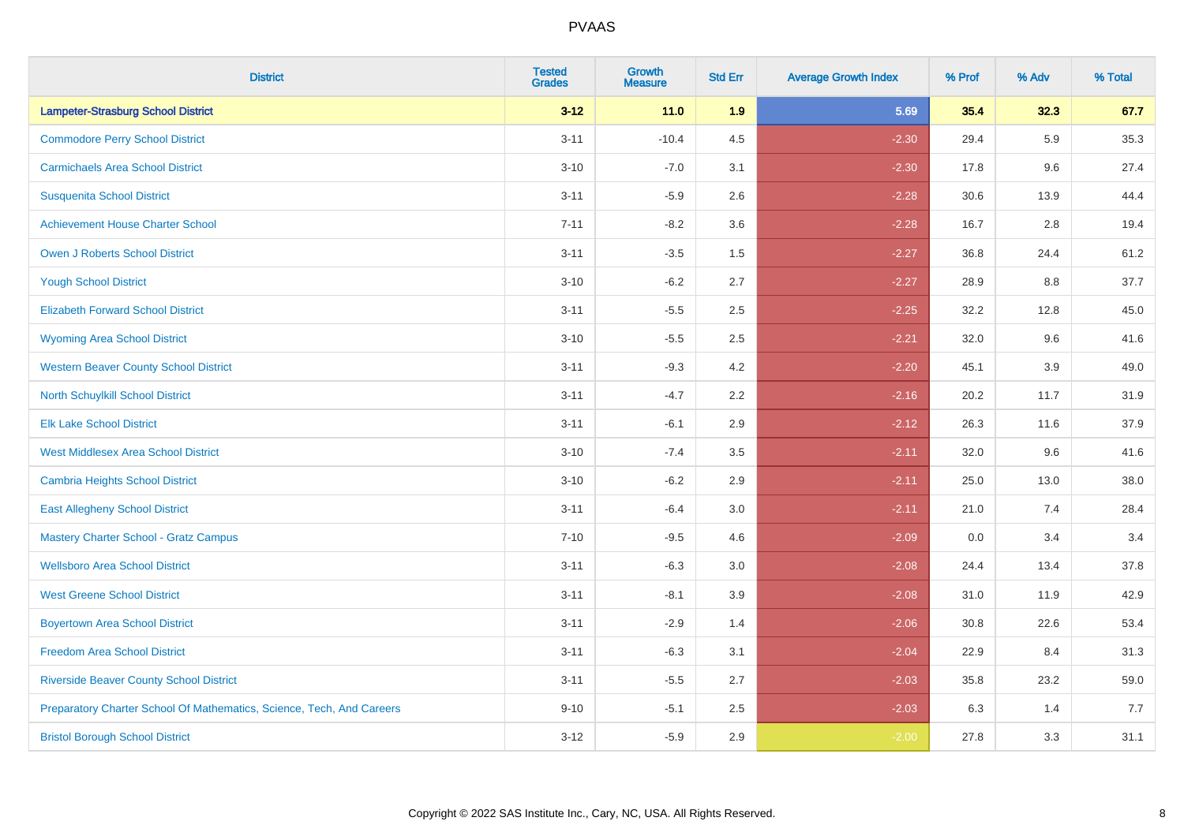# PVAAS

| District | Tested Grades | Growth Measure | Std Err | Average Growth Index | % Prof | % Adv | % Total |
|---|---|---|---|---|---|---|---|
| **Lampeter-Strasburg School District** | **3-12** | **11.0** | **1.9** | **5.69** | **35.4** | **32.3** | **67.7** |
| Commodore Perry School District | 3-11 | -10.4 | 4.5 | -2.30 | 29.4 | 5.9 | 35.3 |
| Carmichaels Area School District | 3-10 | -7.0 | 3.1 | -2.30 | 17.8 | 9.6 | 27.4 |
| Susquenita School District | 3-11 | -5.9 | 2.6 | -2.28 | 30.6 | 13.9 | 44.4 |
| Achievement House Charter School | 7-11 | -8.2 | 3.6 | -2.28 | 16.7 | 2.8 | 19.4 |
| Owen J Roberts School District | 3-11 | -3.5 | 1.5 | -2.27 | 36.8 | 24.4 | 61.2 |
| Yough School District | 3-10 | -6.2 | 2.7 | -2.27 | 28.9 | 8.8 | 37.7 |
| Elizabeth Forward School District | 3-11 | -5.5 | 2.5 | -2.25 | 32.2 | 12.8 | 45.0 |
| Wyoming Area School District | 3-10 | -5.5 | 2.5 | -2.21 | 32.0 | 9.6 | 41.6 |
| Western Beaver County School District | 3-11 | -9.3 | 4.2 | -2.20 | 45.1 | 3.9 | 49.0 |
| North Schuylkill School District | 3-11 | -4.7 | 2.2 | -2.16 | 20.2 | 11.7 | 31.9 |
| Elk Lake School District | 3-11 | -6.1 | 2.9 | -2.12 | 26.3 | 11.6 | 37.9 |
| West Middlesex Area School District | 3-10 | -7.4 | 3.5 | -2.11 | 32.0 | 9.6 | 41.6 |
| Cambria Heights School District | 3-10 | -6.2 | 2.9 | -2.11 | 25.0 | 13.0 | 38.0 |
| East Allegheny School District | 3-11 | -6.4 | 3.0 | -2.11 | 21.0 | 7.4 | 28.4 |
| Mastery Charter School - Gratz Campus | 7-10 | -9.5 | 4.6 | -2.09 | 0.0 | 3.4 | 3.4 |
| Wellsboro Area School District | 3-11 | -6.3 | 3.0 | -2.08 | 24.4 | 13.4 | 37.8 |
| West Greene School District | 3-11 | -8.1 | 3.9 | -2.08 | 31.0 | 11.9 | 42.9 |
| Boyertown Area School District | 3-11 | -2.9 | 1.4 | -2.06 | 30.8 | 22.6 | 53.4 |
| Freedom Area School District | 3-11 | -6.3 | 3.1 | -2.04 | 22.9 | 8.4 | 31.3 |
| Riverside Beaver County School District | 3-11 | -5.5 | 2.7 | -2.03 | 35.8 | 23.2 | 59.0 |
| Preparatory Charter School Of Mathematics, Science, Tech, And Careers | 9-10 | -5.1 | 2.5 | -2.03 | 6.3 | 1.4 | 7.7 |
| Bristol Borough School District | 3-12 | -5.9 | 2.9 | -2.00 | 27.8 | 3.3 | 31.1 |

Copyright © 2022 SAS Institute Inc., Cary, NC, USA. All Rights Reserved.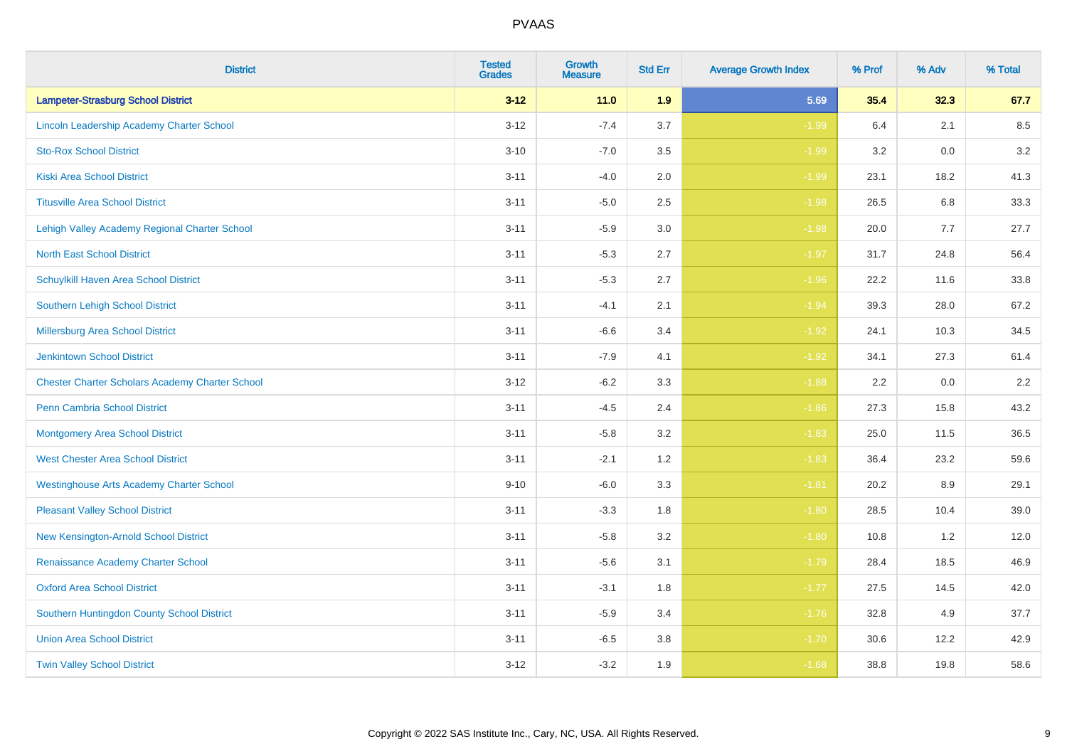| District | Tested Grades | Growth Measure | Std Err | Average Growth Index | % Prof | % Adv | % Total |
|---|---|---|---|---|---|---|---|
| **Lampeter-Strasburg School District** | **3-12** | **11.0** | **1.9** | **5.69** | **35.4** | **32.3** | **67.7** |
| Lincoln Leadership Academy Charter School | 3-12 | -7.4 | 3.7 | -1.99 | 6.4 | 2.1 | 8.5 |
| Sto-Rox School District | 3-10 | -7.0 | 3.5 | -1.99 | 3.2 | 0.0 | 3.2 |
| Kiski Area School District | 3-11 | -4.0 | 2.0 | -1.99 | 23.1 | 18.2 | 41.3 |
| Titusville Area School District | 3-11 | -5.0 | 2.5 | -1.98 | 26.5 | 6.8 | 33.3 |
| Lehigh Valley Academy Regional Charter School | 3-11 | -5.9 | 3.0 | -1.98 | 20.0 | 7.7 | 27.7 |
| North East School District | 3-11 | -5.3 | 2.7 | -1.97 | 31.7 | 24.8 | 56.4 |
| Schuylkill Haven Area School District | 3-11 | -5.3 | 2.7 | -1.96 | 22.2 | 11.6 | 33.8 |
| Southern Lehigh School District | 3-11 | -4.1 | 2.1 | -1.94 | 39.3 | 28.0 | 67.2 |
| Millersburg Area School District | 3-11 | -6.6 | 3.4 | -1.92 | 24.1 | 10.3 | 34.5 |
| Jenkintown School District | 3-11 | -7.9 | 4.1 | -1.92 | 34.1 | 27.3 | 61.4 |
| Chester Charter Scholars Academy Charter School | 3-12 | -6.2 | 3.3 | -1.88 | 2.2 | 0.0 | 2.2 |
| Penn Cambria School District | 3-11 | -4.5 | 2.4 | -1.86 | 27.3 | 15.8 | 43.2 |
| Montgomery Area School District | 3-11 | -5.8 | 3.2 | -1.83 | 25.0 | 11.5 | 36.5 |
| West Chester Area School District | 3-11 | -2.1 | 1.2 | -1.83 | 36.4 | 23.2 | 59.6 |
| Westinghouse Arts Academy Charter School | 9-10 | -6.0 | 3.3 | -1.81 | 20.2 | 8.9 | 29.1 |
| Pleasant Valley School District | 3-11 | -3.3 | 1.8 | -1.80 | 28.5 | 10.4 | 39.0 |
| New Kensington-Arnold School District | 3-11 | -5.8 | 3.2 | -1.80 | 10.8 | 1.2 | 12.0 |
| Renaissance Academy Charter School | 3-11 | -5.6 | 3.1 | -1.79 | 28.4 | 18.5 | 46.9 |
| Oxford Area School District | 3-11 | -3.1 | 1.8 | -1.77 | 27.5 | 14.5 | 42.0 |
| Southern Huntingdon County School District | 3-11 | -5.9 | 3.4 | -1.76 | 32.8 | 4.9 | 37.7 |
| Union Area School District | 3-11 | -6.5 | 3.8 | -1.70 | 30.6 | 12.2 | 42.9 |
| Twin Valley School District | 3-12 | -3.2 | 1.9 | -1.68 | 38.8 | 19.8 | 58.6 |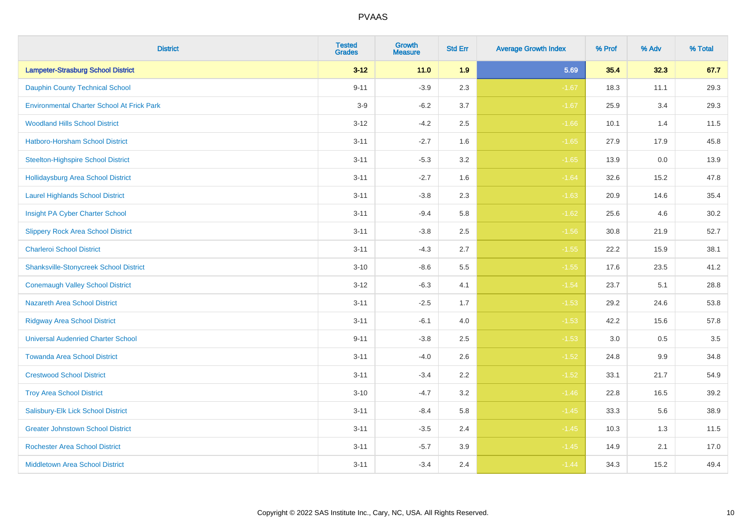# PVAAS

| District | Tested Grades | Growth Measure | Std Err | Average Growth Index | % Prof | % Adv | % Total |
|---|---|---|---|---|---|---|---|
| **Lampeter-Strasburg School District** | **3-12** | **11.0** | **1.9** | **5.69** | **35.4** | **32.3** | **67.7** |
| Dauphin County Technical School | 9-11 | -3.9 | 2.3 | -1.67 | 18.3 | 11.1 | 29.3 |
| Environmental Charter School At Frick Park | 3-9 | -6.2 | 3.7 | -1.67 | 25.9 | 3.4 | 29.3 |
| Woodland Hills School District | 3-12 | -4.2 | 2.5 | -1.66 | 10.1 | 1.4 | 11.5 |
| Hatboro-Horsham School District | 3-11 | -2.7 | 1.6 | -1.65 | 27.9 | 17.9 | 45.8 |
| Steelton-Highspire School District | 3-11 | -5.3 | 3.2 | -1.65 | 13.9 | 0.0 | 13.9 |
| Hollidaysburg Area School District | 3-11 | -2.7 | 1.6 | -1.64 | 32.6 | 15.2 | 47.8 |
| Laurel Highlands School District | 3-11 | -3.8 | 2.3 | -1.63 | 20.9 | 14.6 | 35.4 |
| Insight PA Cyber Charter School | 3-11 | -9.4 | 5.8 | -1.62 | 25.6 | 4.6 | 30.2 |
| Slippery Rock Area School District | 3-11 | -3.8 | 2.5 | -1.56 | 30.8 | 21.9 | 52.7 |
| Charleroi School District | 3-11 | -4.3 | 2.7 | -1.55 | 22.2 | 15.9 | 38.1 |
| Shanksville-Stonycreek School District | 3-10 | -8.6 | 5.5 | -1.55 | 17.6 | 23.5 | 41.2 |
| Conemaugh Valley School District | 3-12 | -6.3 | 4.1 | -1.54 | 23.7 | 5.1 | 28.8 |
| Nazareth Area School District | 3-11 | -2.5 | 1.7 | -1.53 | 29.2 | 24.6 | 53.8 |
| Ridgway Area School District | 3-11 | -6.1 | 4.0 | -1.53 | 42.2 | 15.6 | 57.8 |
| Universal Audenried Charter School | 9-11 | -3.8 | 2.5 | -1.53 | 3.0 | 0.5 | 3.5 |
| Towanda Area School District | 3-11 | -4.0 | 2.6 | -1.52 | 24.8 | 9.9 | 34.8 |
| Crestwood School District | 3-11 | -3.4 | 2.2 | -1.52 | 33.1 | 21.7 | 54.9 |
| Troy Area School District | 3-10 | -4.7 | 3.2 | -1.46 | 22.8 | 16.5 | 39.2 |
| Salisbury-Elk Lick School District | 3-11 | -8.4 | 5.8 | -1.45 | 33.3 | 5.6 | 38.9 |
| Greater Johnstown School District | 3-11 | -3.5 | 2.4 | -1.45 | 10.3 | 1.3 | 11.5 |
| Rochester Area School District | 3-11 | -5.7 | 3.9 | -1.45 | 14.9 | 2.1 | 17.0 |
| Middletown Area School District | 3-11 | -3.4 | 2.4 | -1.44 | 34.3 | 15.2 | 49.4 |

Copyright © 2022 SAS Institute Inc., Cary, NC, USA. All Rights Reserved.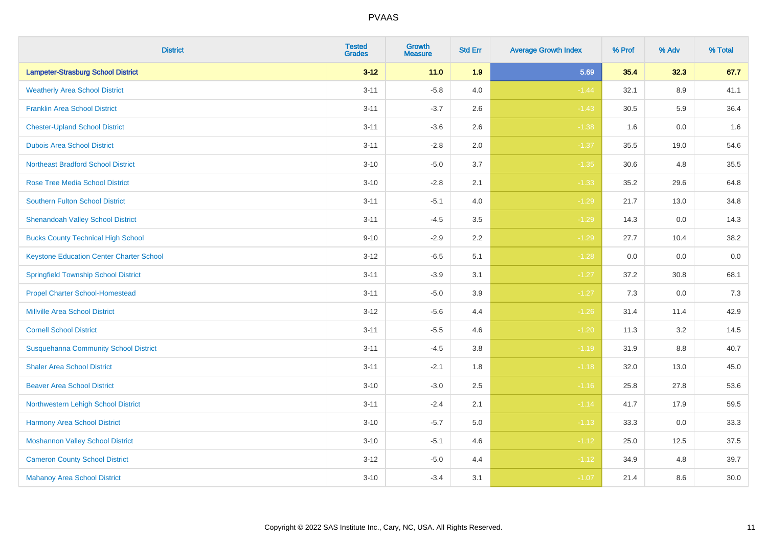# PVAAS

| District | Tested Grades | Growth Measure | Std Err | Average Growth Index | % Prof | % Adv | % Total |
|---|---|---|---|---|---|---|---|
| **Lampeter-Strasburg School District** | **3-12** | **11.0** | **1.9** | **5.69** | **35.4** | **32.3** | **67.7** |
| Weatherly Area School District | 3-11 | -5.8 | 4.0 | -1.44 | 32.1 | 8.9 | 41.1 |
| Franklin Area School District | 3-11 | -3.7 | 2.6 | -1.43 | 30.5 | 5.9 | 36.4 |
| Chester-Upland School District | 3-11 | -3.6 | 2.6 | -1.38 | 1.6 | 0.0 | 1.6 |
| Dubois Area School District | 3-11 | -2.8 | 2.0 | -1.37 | 35.5 | 19.0 | 54.6 |
| Northeast Bradford School District | 3-10 | -5.0 | 3.7 | -1.35 | 30.6 | 4.8 | 35.5 |
| Rose Tree Media School District | 3-10 | -2.8 | 2.1 | -1.33 | 35.2 | 29.6 | 64.8 |
| Southern Fulton School District | 3-11 | -5.1 | 4.0 | -1.29 | 21.7 | 13.0 | 34.8 |
| Shenandoah Valley School District | 3-11 | -4.5 | 3.5 | -1.29 | 14.3 | 0.0 | 14.3 |
| Bucks County Technical High School | 9-10 | -2.9 | 2.2 | -1.29 | 27.7 | 10.4 | 38.2 |
| Keystone Education Center Charter School | 3-12 | -6.5 | 5.1 | -1.28 | 0.0 | 0.0 | 0.0 |
| Springfield Township School District | 3-11 | -3.9 | 3.1 | -1.27 | 37.2 | 30.8 | 68.1 |
| Propel Charter School-Homestead | 3-11 | -5.0 | 3.9 | -1.27 | 7.3 | 0.0 | 7.3 |
| Millville Area School District | 3-12 | -5.6 | 4.4 | -1.26 | 31.4 | 11.4 | 42.9 |
| Cornell School District | 3-11 | -5.5 | 4.6 | -1.20 | 11.3 | 3.2 | 14.5 |
| Susquehanna Community School District | 3-11 | -4.5 | 3.8 | -1.19 | 31.9 | 8.8 | 40.7 |
| Shaler Area School District | 3-11 | -2.1 | 1.8 | -1.18 | 32.0 | 13.0 | 45.0 |
| Beaver Area School District | 3-10 | -3.0 | 2.5 | -1.16 | 25.8 | 27.8 | 53.6 |
| Northwestern Lehigh School District | 3-11 | -2.4 | 2.1 | -1.14 | 41.7 | 17.9 | 59.5 |
| Harmony Area School District | 3-10 | -5.7 | 5.0 | -1.13 | 33.3 | 0.0 | 33.3 |
| Moshannon Valley School District | 3-10 | -5.1 | 4.6 | -1.12 | 25.0 | 12.5 | 37.5 |
| Cameron County School District | 3-12 | -5.0 | 4.4 | -1.12 | 34.9 | 4.8 | 39.7 |
| Mahanoy Area School District | 3-10 | -3.4 | 3.1 | -1.07 | 21.4 | 8.6 | 30.0 |

Copyright © 2022 SAS Institute Inc., Cary, NC, USA. All Rights Reserved.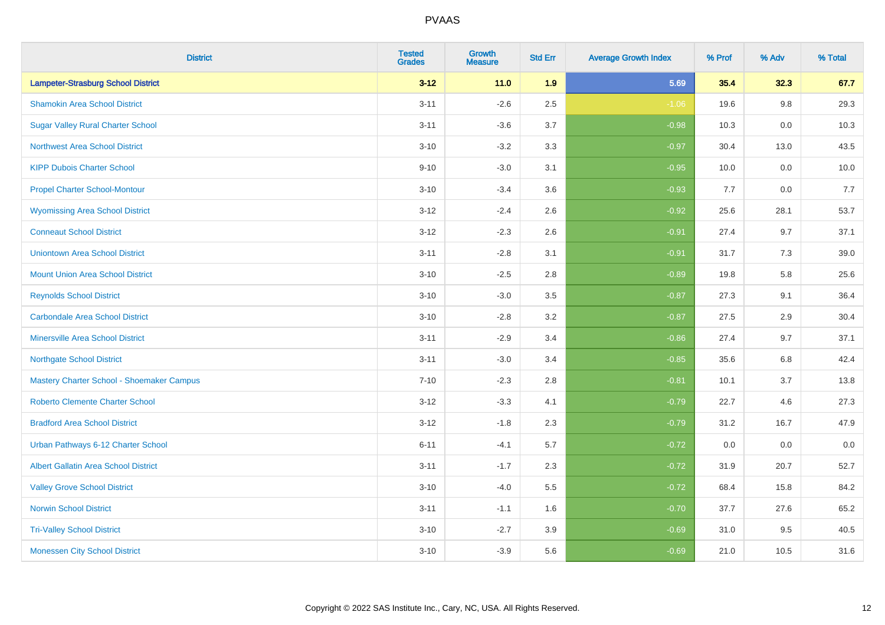| District | Tested Grades | Growth Measure | Std Err | Average Growth Index | % Prof | % Adv | % Total |
|---|---|---|---|---|---|---|---|
| **Lampeter-Strasburg School District** | **3-12** | **11.0** | **1.9** | **5.69** | **35.4** | **32.3** | **67.7** |
| Shamokin Area School District | 3-11 | -2.6 | 2.5 | -1.06 | 19.6 | 9.8 | 29.3 |
| Sugar Valley Rural Charter School | 3-11 | -3.6 | 3.7 | -0.98 | 10.3 | 0.0 | 10.3 |
| Northwest Area School District | 3-10 | -3.2 | 3.3 | -0.97 | 30.4 | 13.0 | 43.5 |
| KIPP Dubois Charter School | 9-10 | -3.0 | 3.1 | -0.95 | 10.0 | 0.0 | 10.0 |
| Propel Charter School-Montour | 3-10 | -3.4 | 3.6 | -0.93 | 7.7 | 0.0 | 7.7 |
| Wyomissing Area School District | 3-12 | -2.4 | 2.6 | -0.92 | 25.6 | 28.1 | 53.7 |
| Conneaut School District | 3-12 | -2.3 | 2.6 | -0.91 | 27.4 | 9.7 | 37.1 |
| Uniontown Area School District | 3-11 | -2.8 | 3.1 | -0.91 | 31.7 | 7.3 | 39.0 |
| Mount Union Area School District | 3-10 | -2.5 | 2.8 | -0.89 | 19.8 | 5.8 | 25.6 |
| Reynolds School District | 3-10 | -3.0 | 3.5 | -0.87 | 27.3 | 9.1 | 36.4 |
| Carbondale Area School District | 3-10 | -2.8 | 3.2 | -0.87 | 27.5 | 2.9 | 30.4 |
| Minersville Area School District | 3-11 | -2.9 | 3.4 | -0.86 | 27.4 | 9.7 | 37.1 |
| Northgate School District | 3-11 | -3.0 | 3.4 | -0.85 | 35.6 | 6.8 | 42.4 |
| Mastery Charter School - Shoemaker Campus | 7-10 | -2.3 | 2.8 | -0.81 | 10.1 | 3.7 | 13.8 |
| Roberto Clemente Charter School | 3-12 | -3.3 | 4.1 | -0.79 | 22.7 | 4.6 | 27.3 |
| Bradford Area School District | 3-12 | -1.8 | 2.3 | -0.79 | 31.2 | 16.7 | 47.9 |
| Urban Pathways 6-12 Charter School | 6-11 | -4.1 | 5.7 | -0.72 | 0.0 | 0.0 | 0.0 |
| Albert Gallatin Area School District | 3-11 | -1.7 | 2.3 | -0.72 | 31.9 | 20.7 | 52.7 |
| Valley Grove School District | 3-10 | -4.0 | 5.5 | -0.72 | 68.4 | 15.8 | 84.2 |
| Norwin School District | 3-11 | -1.1 | 1.6 | -0.70 | 37.7 | 27.6 | 65.2 |
| Tri-Valley School District | 3-10 | -2.7 | 3.9 | -0.69 | 31.0 | 9.5 | 40.5 |
| Monessen City School District | 3-10 | -3.9 | 5.6 | -0.69 | 21.0 | 10.5 | 31.6 |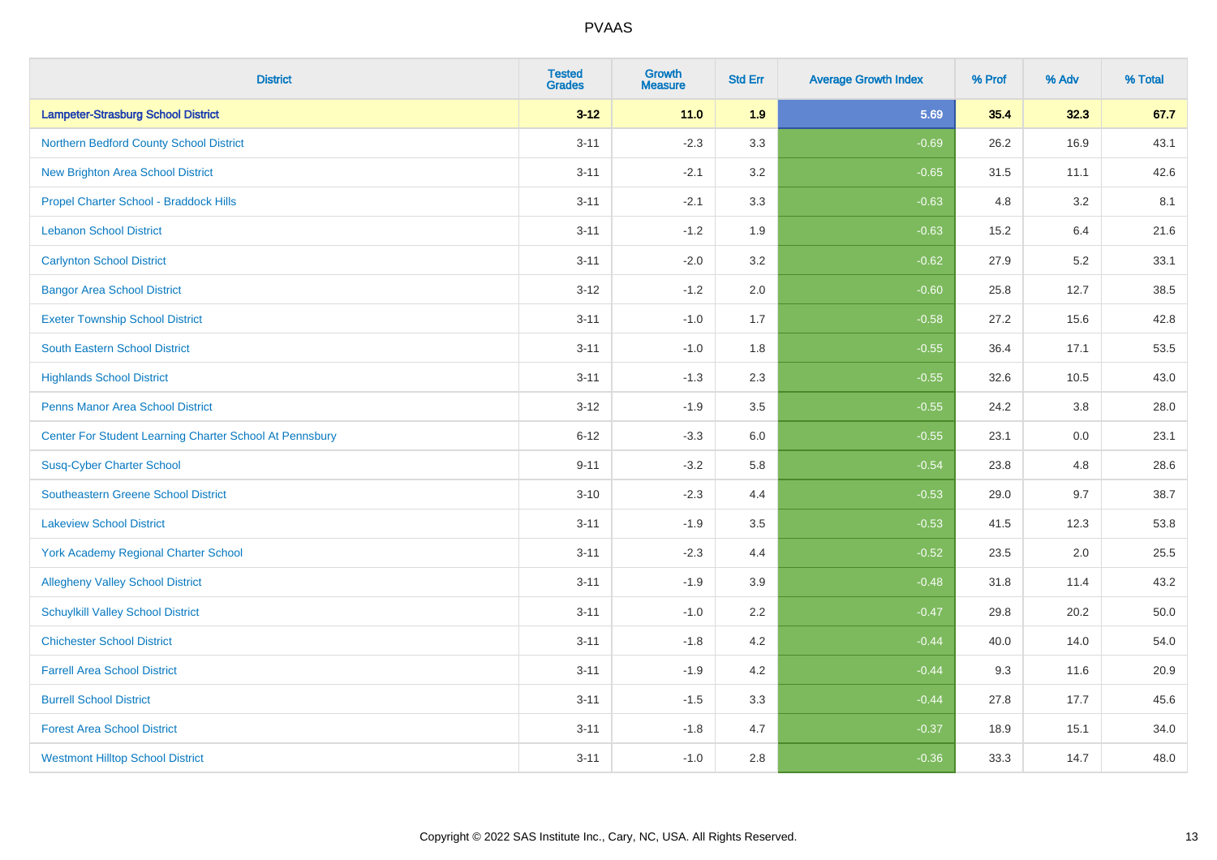# PVAAS

| District | Tested Grades | Growth Measure | Std Err | Average Growth Index | % Prof | % Adv | % Total |
|---|---|---|---|---|---|---|---|
| **Lampeter-Strasburg School District** | **3-12** | **11.0** | **1.9** | **5.69** | **35.4** | **32.3** | **67.7** |
| Northern Bedford County School District | 3-11 | -2.3 | 3.3 | -0.69 | 26.2 | 16.9 | 43.1 |
| New Brighton Area School District | 3-11 | -2.1 | 3.2 | -0.65 | 31.5 | 11.1 | 42.6 |
| Propel Charter School - Braddock Hills | 3-11 | -2.1 | 3.3 | -0.63 | 4.8 | 3.2 | 8.1 |
| Lebanon School District | 3-11 | -1.2 | 1.9 | -0.63 | 15.2 | 6.4 | 21.6 |
| Carlynton School District | 3-11 | -2.0 | 3.2 | -0.62 | 27.9 | 5.2 | 33.1 |
| Bangor Area School District | 3-12 | -1.2 | 2.0 | -0.60 | 25.8 | 12.7 | 38.5 |
| Exeter Township School District | 3-11 | -1.0 | 1.7 | -0.58 | 27.2 | 15.6 | 42.8 |
| South Eastern School District | 3-11 | -1.0 | 1.8 | -0.55 | 36.4 | 17.1 | 53.5 |
| Highlands School District | 3-11 | -1.3 | 2.3 | -0.55 | 32.6 | 10.5 | 43.0 |
| Penns Manor Area School District | 3-12 | -1.9 | 3.5 | -0.55 | 24.2 | 3.8 | 28.0 |
| Center For Student Learning Charter School At Pennsbury | 6-12 | -3.3 | 6.0 | -0.55 | 23.1 | 0.0 | 23.1 |
| Susq-Cyber Charter School | 9-11 | -3.2 | 5.8 | -0.54 | 23.8 | 4.8 | 28.6 |
| Southeastern Greene School District | 3-10 | -2.3 | 4.4 | -0.53 | 29.0 | 9.7 | 38.7 |
| Lakeview School District | 3-11 | -1.9 | 3.5 | -0.53 | 41.5 | 12.3 | 53.8 |
| York Academy Regional Charter School | 3-11 | -2.3 | 4.4 | -0.52 | 23.5 | 2.0 | 25.5 |
| Allegheny Valley School District | 3-11 | -1.9 | 3.9 | -0.48 | 31.8 | 11.4 | 43.2 |
| Schuylkill Valley School District | 3-11 | -1.0 | 2.2 | -0.47 | 29.8 | 20.2 | 50.0 |
| Chichester School District | 3-11 | -1.8 | 4.2 | -0.44 | 40.0 | 14.0 | 54.0 |
| Farrell Area School District | 3-11 | -1.9 | 4.2 | -0.44 | 9.3 | 11.6 | 20.9 |
| Burrell School District | 3-11 | -1.5 | 3.3 | -0.44 | 27.8 | 17.7 | 45.6 |
| Forest Area School District | 3-11 | -1.8 | 4.7 | -0.37 | 18.9 | 15.1 | 34.0 |
| Westmont Hilltop School District | 3-11 | -1.0 | 2.8 | -0.36 | 33.3 | 14.7 | 48.0 |

Copyright © 2022 SAS Institute Inc., Cary, NC, USA. All Rights Reserved.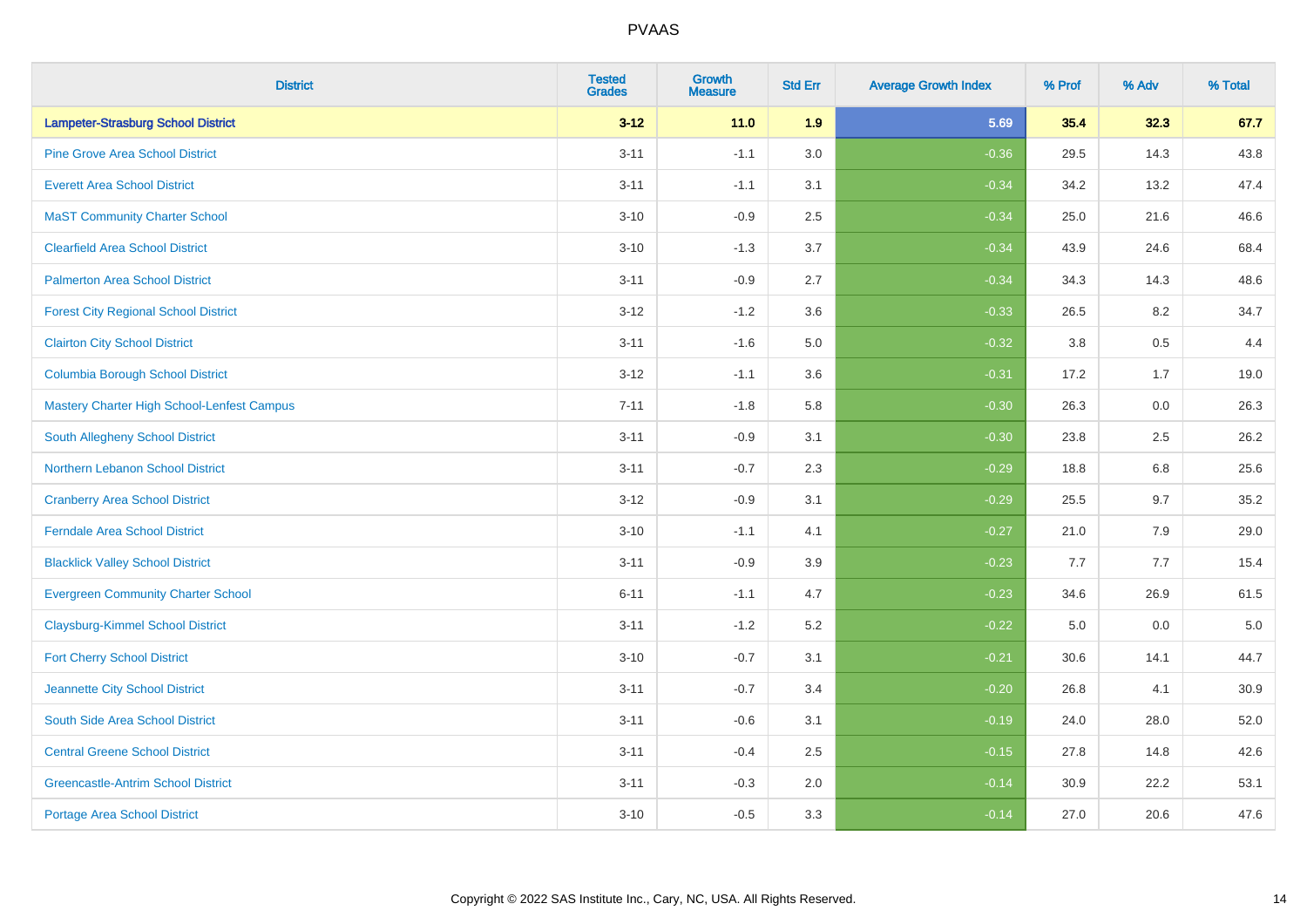# PVAAS

| District | Tested Grades | Growth Measure | Std Err | Average Growth Index | % Prof | % Adv | % Total |
|---|---|---|---|---|---|---|---|
| **Lampeter-Strasburg School District** | **3-12** | **11.0** | **1.9** | **5.69** | **35.4** | **32.3** | **67.7** |
| Pine Grove Area School District | 3-11 | -1.1 | 3.0 | -0.36 | 29.5 | 14.3 | 43.8 |
| Everett Area School District | 3-11 | -1.1 | 3.1 | -0.34 | 34.2 | 13.2 | 47.4 |
| MaST Community Charter School | 3-10 | -0.9 | 2.5 | -0.34 | 25.0 | 21.6 | 46.6 |
| Clearfield Area School District | 3-10 | -1.3 | 3.7 | -0.34 | 43.9 | 24.6 | 68.4 |
| Palmerton Area School District | 3-11 | -0.9 | 2.7 | -0.34 | 34.3 | 14.3 | 48.6 |
| Forest City Regional School District | 3-12 | -1.2 | 3.6 | -0.33 | 26.5 | 8.2 | 34.7 |
| Clairton City School District | 3-11 | -1.6 | 5.0 | -0.32 | 3.8 | 0.5 | 4.4 |
| Columbia Borough School District | 3-12 | -1.1 | 3.6 | -0.31 | 17.2 | 1.7 | 19.0 |
| Mastery Charter High School-Lenfest Campus | 7-11 | -1.8 | 5.8 | -0.30 | 26.3 | 0.0 | 26.3 |
| South Allegheny School District | 3-11 | -0.9 | 3.1 | -0.30 | 23.8 | 2.5 | 26.2 |
| Northern Lebanon School District | 3-11 | -0.7 | 2.3 | -0.29 | 18.8 | 6.8 | 25.6 |
| Cranberry Area School District | 3-12 | -0.9 | 3.1 | -0.29 | 25.5 | 9.7 | 35.2 |
| Ferndale Area School District | 3-10 | -1.1 | 4.1 | -0.27 | 21.0 | 7.9 | 29.0 |
| Blacklick Valley School District | 3-11 | -0.9 | 3.9 | -0.23 | 7.7 | 7.7 | 15.4 |
| Evergreen Community Charter School | 6-11 | -1.1 | 4.7 | -0.23 | 34.6 | 26.9 | 61.5 |
| Claysburg-Kimmel School District | 3-11 | -1.2 | 5.2 | -0.22 | 5.0 | 0.0 | 5.0 |
| Fort Cherry School District | 3-10 | -0.7 | 3.1 | -0.21 | 30.6 | 14.1 | 44.7 |
| Jeannette City School District | 3-11 | -0.7 | 3.4 | -0.20 | 26.8 | 4.1 | 30.9 |
| South Side Area School District | 3-11 | -0.6 | 3.1 | -0.19 | 24.0 | 28.0 | 52.0 |
| Central Greene School District | 3-11 | -0.4 | 2.5 | -0.15 | 27.8 | 14.8 | 42.6 |
| Greencastle-Antrim School District | 3-11 | -0.3 | 2.0 | -0.14 | 30.9 | 22.2 | 53.1 |
| Portage Area School District | 3-10 | -0.5 | 3.3 | -0.14 | 27.0 | 20.6 | 47.6 |

Copyright © 2022 SAS Institute Inc., Cary, NC, USA. All Rights Reserved.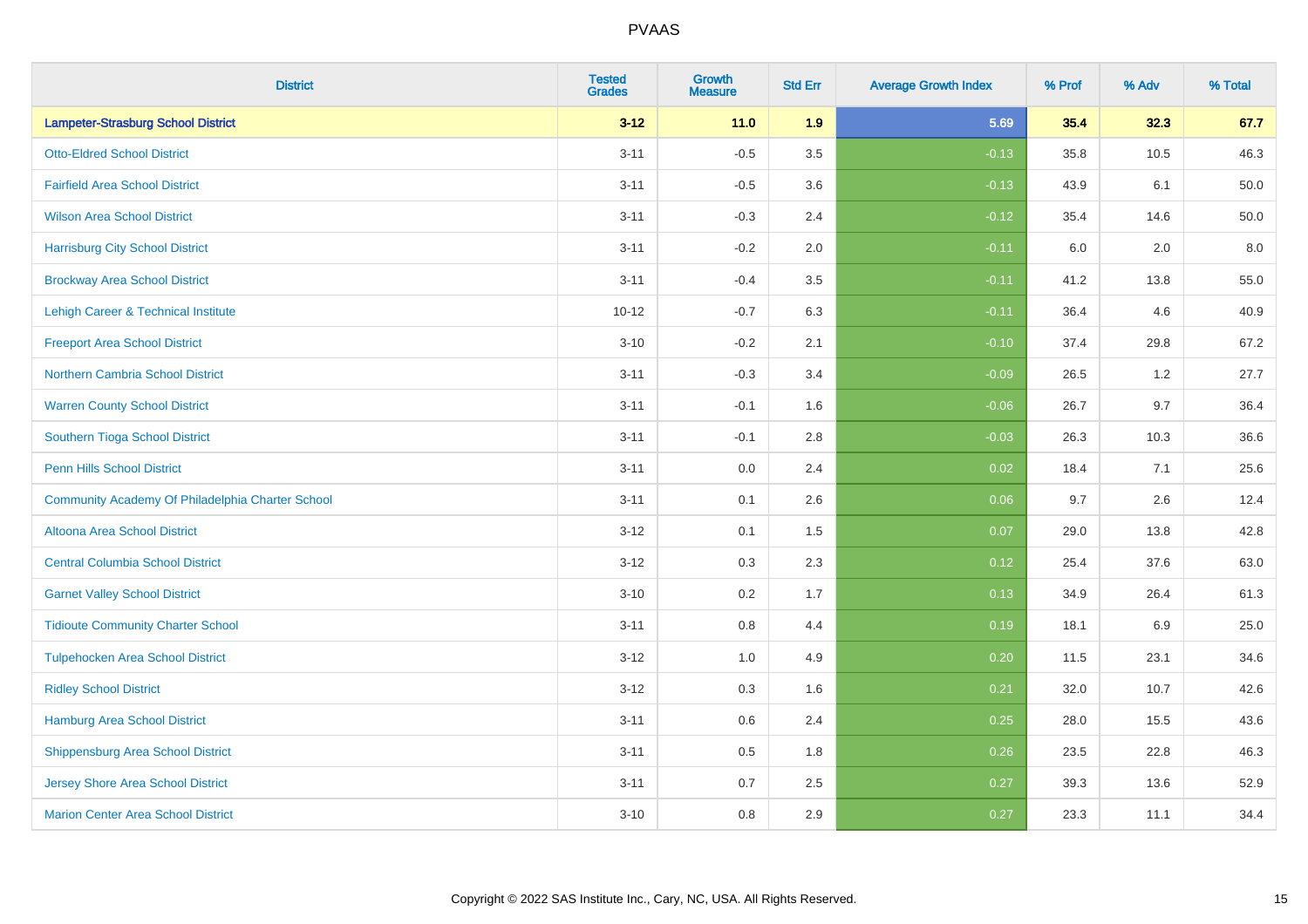| District | Tested Grades | Growth Measure | Std Err | Average Growth Index | % Prof | % Adv | % Total |
|---|---|---|---|---|---|---|---|
| **Lampeter-Strasburg School District** | **3-12** | **11.0** | **1.9** | **5.69** | **35.4** | **32.3** | **67.7** |
| Otto-Eldred School District | 3-11 | -0.5 | 3.5 | -0.13 | 35.8 | 10.5 | 46.3 |
| Fairfield Area School District | 3-11 | -0.5 | 3.6 | -0.13 | 43.9 | 6.1 | 50.0 |
| Wilson Area School District | 3-11 | -0.3 | 2.4 | -0.12 | 35.4 | 14.6 | 50.0 |
| Harrisburg City School District | 3-11 | -0.2 | 2.0 | -0.11 | 6.0 | 2.0 | 8.0 |
| Brockway Area School District | 3-11 | -0.4 | 3.5 | -0.11 | 41.2 | 13.8 | 55.0 |
| Lehigh Career & Technical Institute | 10-12 | -0.7 | 6.3 | -0.11 | 36.4 | 4.6 | 40.9 |
| Freeport Area School District | 3-10 | -0.2 | 2.1 | -0.10 | 37.4 | 29.8 | 67.2 |
| Northern Cambria School District | 3-11 | -0.3 | 3.4 | -0.09 | 26.5 | 1.2 | 27.7 |
| Warren County School District | 3-11 | -0.1 | 1.6 | -0.06 | 26.7 | 9.7 | 36.4 |
| Southern Tioga School District | 3-11 | -0.1 | 2.8 | -0.03 | 26.3 | 10.3 | 36.6 |
| Penn Hills School District | 3-11 | 0.0 | 2.4 | 0.02 | 18.4 | 7.1 | 25.6 |
| Community Academy Of Philadelphia Charter School | 3-11 | 0.1 | 2.6 | 0.06 | 9.7 | 2.6 | 12.4 |
| Altoona Area School District | 3-12 | 0.1 | 1.5 | 0.07 | 29.0 | 13.8 | 42.8 |
| Central Columbia School District | 3-12 | 0.3 | 2.3 | 0.12 | 25.4 | 37.6 | 63.0 |
| Garnet Valley School District | 3-10 | 0.2 | 1.7 | 0.13 | 34.9 | 26.4 | 61.3 |
| Tidioute Community Charter School | 3-11 | 0.8 | 4.4 | 0.19 | 18.1 | 6.9 | 25.0 |
| Tulpehocken Area School District | 3-12 | 1.0 | 4.9 | 0.20 | 11.5 | 23.1 | 34.6 |
| Ridley School District | 3-12 | 0.3 | 1.6 | 0.21 | 32.0 | 10.7 | 42.6 |
| Hamburg Area School District | 3-11 | 0.6 | 2.4 | 0.25 | 28.0 | 15.5 | 43.6 |
| Shippensburg Area School District | 3-11 | 0.5 | 1.8 | 0.26 | 23.5 | 22.8 | 46.3 |
| Jersey Shore Area School District | 3-11 | 0.7 | 2.5 | 0.27 | 39.3 | 13.6 | 52.9 |
| Marion Center Area School District | 3-10 | 0.8 | 2.9 | 0.27 | 23.3 | 11.1 | 34.4 |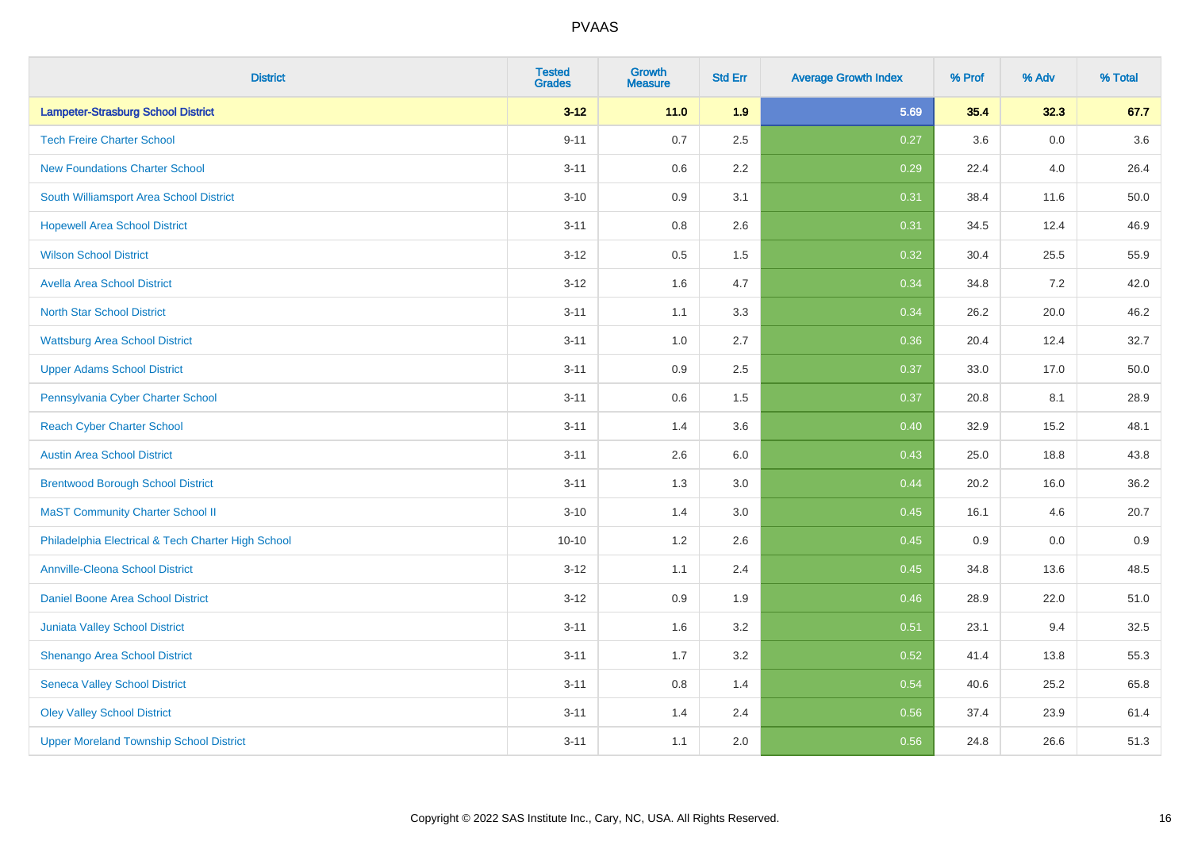| District | Tested Grades | Growth Measure | Std Err | Average Growth Index | % Prof | % Adv | % Total |
|---|---|---|---|---|---|---|---|
| **Lampeter-Strasburg School District** | **3-12** | **11.0** | **1.9** | **5.69** | **35.4** | **32.3** | **67.7** |
| Tech Freire Charter School | 9-11 | 0.7 | 2.5 | 0.27 | 3.6 | 0.0 | 3.6 |
| New Foundations Charter School | 3-11 | 0.6 | 2.2 | 0.29 | 22.4 | 4.0 | 26.4 |
| South Williamsport Area School District | 3-10 | 0.9 | 3.1 | 0.31 | 38.4 | 11.6 | 50.0 |
| Hopewell Area School District | 3-11 | 0.8 | 2.6 | 0.31 | 34.5 | 12.4 | 46.9 |
| Wilson School District | 3-12 | 0.5 | 1.5 | 0.32 | 30.4 | 25.5 | 55.9 |
| Avella Area School District | 3-12 | 1.6 | 4.7 | 0.34 | 34.8 | 7.2 | 42.0 |
| North Star School District | 3-11 | 1.1 | 3.3 | 0.34 | 26.2 | 20.0 | 46.2 |
| Wattsburg Area School District | 3-11 | 1.0 | 2.7 | 0.36 | 20.4 | 12.4 | 32.7 |
| Upper Adams School District | 3-11 | 0.9 | 2.5 | 0.37 | 33.0 | 17.0 | 50.0 |
| Pennsylvania Cyber Charter School | 3-11 | 0.6 | 1.5 | 0.37 | 20.8 | 8.1 | 28.9 |
| Reach Cyber Charter School | 3-11 | 1.4 | 3.6 | 0.40 | 32.9 | 15.2 | 48.1 |
| Austin Area School District | 3-11 | 2.6 | 6.0 | 0.43 | 25.0 | 18.8 | 43.8 |
| Brentwood Borough School District | 3-11 | 1.3 | 3.0 | 0.44 | 20.2 | 16.0 | 36.2 |
| MaST Community Charter School II | 3-10 | 1.4 | 3.0 | 0.45 | 16.1 | 4.6 | 20.7 |
| Philadelphia Electrical & Tech Charter High School | 10-10 | 1.2 | 2.6 | 0.45 | 0.9 | 0.0 | 0.9 |
| Annville-Cleona School District | 3-12 | 1.1 | 2.4 | 0.45 | 34.8 | 13.6 | 48.5 |
| Daniel Boone Area School District | 3-12 | 0.9 | 1.9 | 0.46 | 28.9 | 22.0 | 51.0 |
| Juniata Valley School District | 3-11 | 1.6 | 3.2 | 0.51 | 23.1 | 9.4 | 32.5 |
| Shenango Area School District | 3-11 | 1.7 | 3.2 | 0.52 | 41.4 | 13.8 | 55.3 |
| Seneca Valley School District | 3-11 | 0.8 | 1.4 | 0.54 | 40.6 | 25.2 | 65.8 |
| Oley Valley School District | 3-11 | 1.4 | 2.4 | 0.56 | 37.4 | 23.9 | 61.4 |
| Upper Moreland Township School District | 3-11 | 1.1 | 2.0 | 0.56 | 24.8 | 26.6 | 51.3 |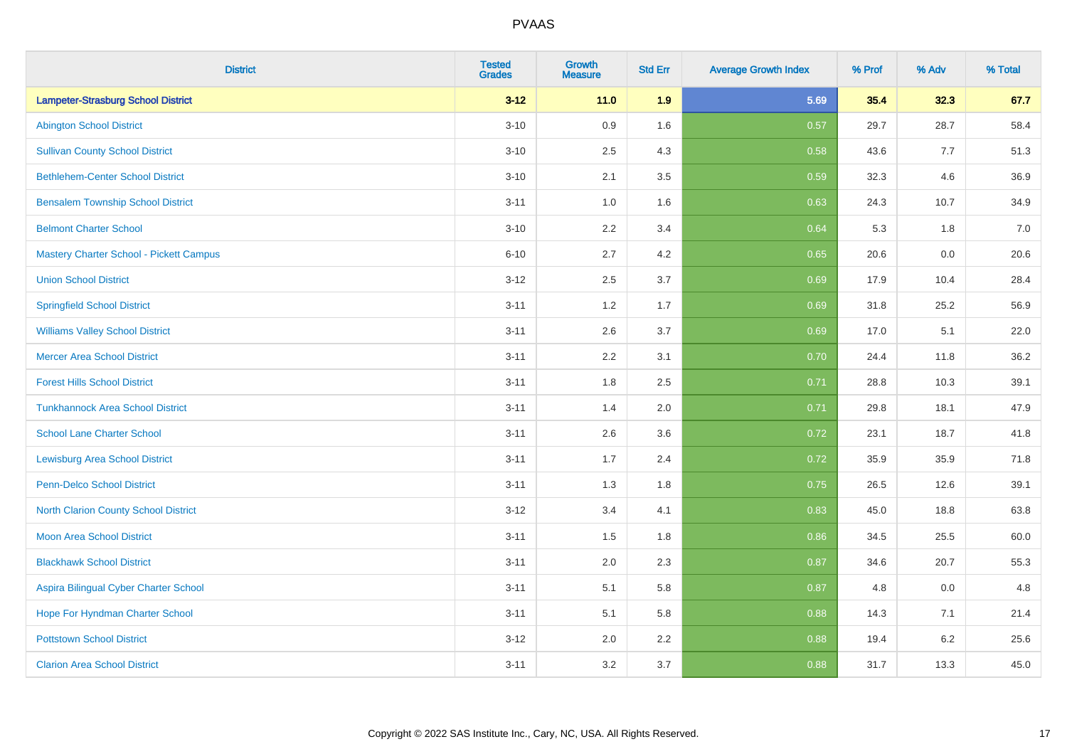| District | Tested Grades | Growth Measure | Std Err | Average Growth Index | % Prof | % Adv | % Total |
|---|---|---|---|---|---|---|---|
| **Lampeter-Strasburg School District** | **3-12** | **11.0** | **1.9** | **5.69** | **35.4** | **32.3** | **67.7** |
| Abington School District | 3-10 | 0.9 | 1.6 | 0.57 | 29.7 | 28.7 | 58.4 |
| Sullivan County School District | 3-10 | 2.5 | 4.3 | 0.58 | 43.6 | 7.7 | 51.3 |
| Bethlehem-Center School District | 3-10 | 2.1 | 3.5 | 0.59 | 32.3 | 4.6 | 36.9 |
| Bensalem Township School District | 3-11 | 1.0 | 1.6 | 0.63 | 24.3 | 10.7 | 34.9 |
| Belmont Charter School | 3-10 | 2.2 | 3.4 | 0.64 | 5.3 | 1.8 | 7.0 |
| Mastery Charter School - Pickett Campus | 6-10 | 2.7 | 4.2 | 0.65 | 20.6 | 0.0 | 20.6 |
| Union School District | 3-12 | 2.5 | 3.7 | 0.69 | 17.9 | 10.4 | 28.4 |
| Springfield School District | 3-11 | 1.2 | 1.7 | 0.69 | 31.8 | 25.2 | 56.9 |
| Williams Valley School District | 3-11 | 2.6 | 3.7 | 0.69 | 17.0 | 5.1 | 22.0 |
| Mercer Area School District | 3-11 | 2.2 | 3.1 | 0.70 | 24.4 | 11.8 | 36.2 |
| Forest Hills School District | 3-11 | 1.8 | 2.5 | 0.71 | 28.8 | 10.3 | 39.1 |
| Tunkhannock Area School District | 3-11 | 1.4 | 2.0 | 0.71 | 29.8 | 18.1 | 47.9 |
| School Lane Charter School | 3-11 | 2.6 | 3.6 | 0.72 | 23.1 | 18.7 | 41.8 |
| Lewisburg Area School District | 3-11 | 1.7 | 2.4 | 0.72 | 35.9 | 35.9 | 71.8 |
| Penn-Delco School District | 3-11 | 1.3 | 1.8 | 0.75 | 26.5 | 12.6 | 39.1 |
| North Clarion County School District | 3-12 | 3.4 | 4.1 | 0.83 | 45.0 | 18.8 | 63.8 |
| Moon Area School District | 3-11 | 1.5 | 1.8 | 0.86 | 34.5 | 25.5 | 60.0 |
| Blackhawk School District | 3-11 | 2.0 | 2.3 | 0.87 | 34.6 | 20.7 | 55.3 |
| Aspira Bilingual Cyber Charter School | 3-11 | 5.1 | 5.8 | 0.87 | 4.8 | 0.0 | 4.8 |
| Hope For Hyndman Charter School | 3-11 | 5.1 | 5.8 | 0.88 | 14.3 | 7.1 | 21.4 |
| Pottstown School District | 3-12 | 2.0 | 2.2 | 0.88 | 19.4 | 6.2 | 25.6 |
| Clarion Area School District | 3-11 | 3.2 | 3.7 | 0.88 | 31.7 | 13.3 | 45.0 |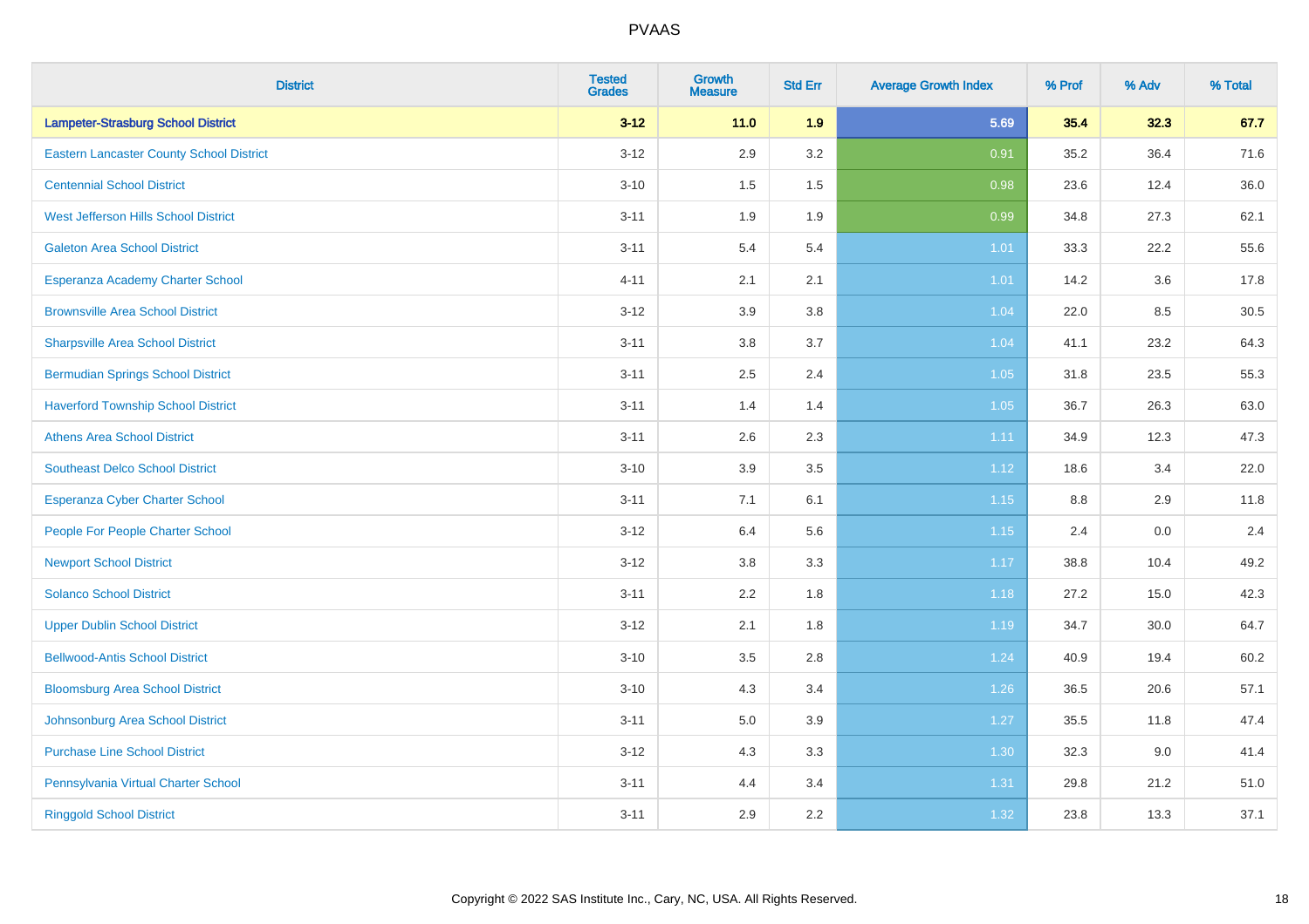| District | Tested Grades | Growth Measure | Std Err | Average Growth Index | % Prof | % Adv | % Total |
|---|---|---|---|---|---|---|---|
| **Lampeter-Strasburg School District** | **3-12** | **11.0** | **1.9** | **5.69** | **35.4** | **32.3** | **67.7** |
| Eastern Lancaster County School District | 3-12 | 2.9 | 3.2 | 0.91 | 35.2 | 36.4 | 71.6 |
| Centennial School District | 3-10 | 1.5 | 1.5 | 0.98 | 23.6 | 12.4 | 36.0 |
| West Jefferson Hills School District | 3-11 | 1.9 | 1.9 | 0.99 | 34.8 | 27.3 | 62.1 |
| Galeton Area School District | 3-11 | 5.4 | 5.4 | 1.01 | 33.3 | 22.2 | 55.6 |
| Esperanza Academy Charter School | 4-11 | 2.1 | 2.1 | 1.01 | 14.2 | 3.6 | 17.8 |
| Brownsville Area School District | 3-12 | 3.9 | 3.8 | 1.04 | 22.0 | 8.5 | 30.5 |
| Sharpsville Area School District | 3-11 | 3.8 | 3.7 | 1.04 | 41.1 | 23.2 | 64.3 |
| Bermudian Springs School District | 3-11 | 2.5 | 2.4 | 1.05 | 31.8 | 23.5 | 55.3 |
| Haverford Township School District | 3-11 | 1.4 | 1.4 | 1.05 | 36.7 | 26.3 | 63.0 |
| Athens Area School District | 3-11 | 2.6 | 2.3 | 1.11 | 34.9 | 12.3 | 47.3 |
| Southeast Delco School District | 3-10 | 3.9 | 3.5 | 1.12 | 18.6 | 3.4 | 22.0 |
| Esperanza Cyber Charter School | 3-11 | 7.1 | 6.1 | 1.15 | 8.8 | 2.9 | 11.8 |
| People For People Charter School | 3-12 | 6.4 | 5.6 | 1.15 | 2.4 | 0.0 | 2.4 |
| Newport School District | 3-12 | 3.8 | 3.3 | 1.17 | 38.8 | 10.4 | 49.2 |
| Solanco School District | 3-11 | 2.2 | 1.8 | 1.18 | 27.2 | 15.0 | 42.3 |
| Upper Dublin School District | 3-12 | 2.1 | 1.8 | 1.19 | 34.7 | 30.0 | 64.7 |
| Bellwood-Antis School District | 3-10 | 3.5 | 2.8 | 1.24 | 40.9 | 19.4 | 60.2 |
| Bloomsburg Area School District | 3-10 | 4.3 | 3.4 | 1.26 | 36.5 | 20.6 | 57.1 |
| Johnsonburg Area School District | 3-11 | 5.0 | 3.9 | 1.27 | 35.5 | 11.8 | 47.4 |
| Purchase Line School District | 3-12 | 4.3 | 3.3 | 1.30 | 32.3 | 9.0 | 41.4 |
| Pennsylvania Virtual Charter School | 3-11 | 4.4 | 3.4 | 1.31 | 29.8 | 21.2 | 51.0 |
| Ringgold School District | 3-11 | 2.9 | 2.2 | 1.32 | 23.8 | 13.3 | 37.1 |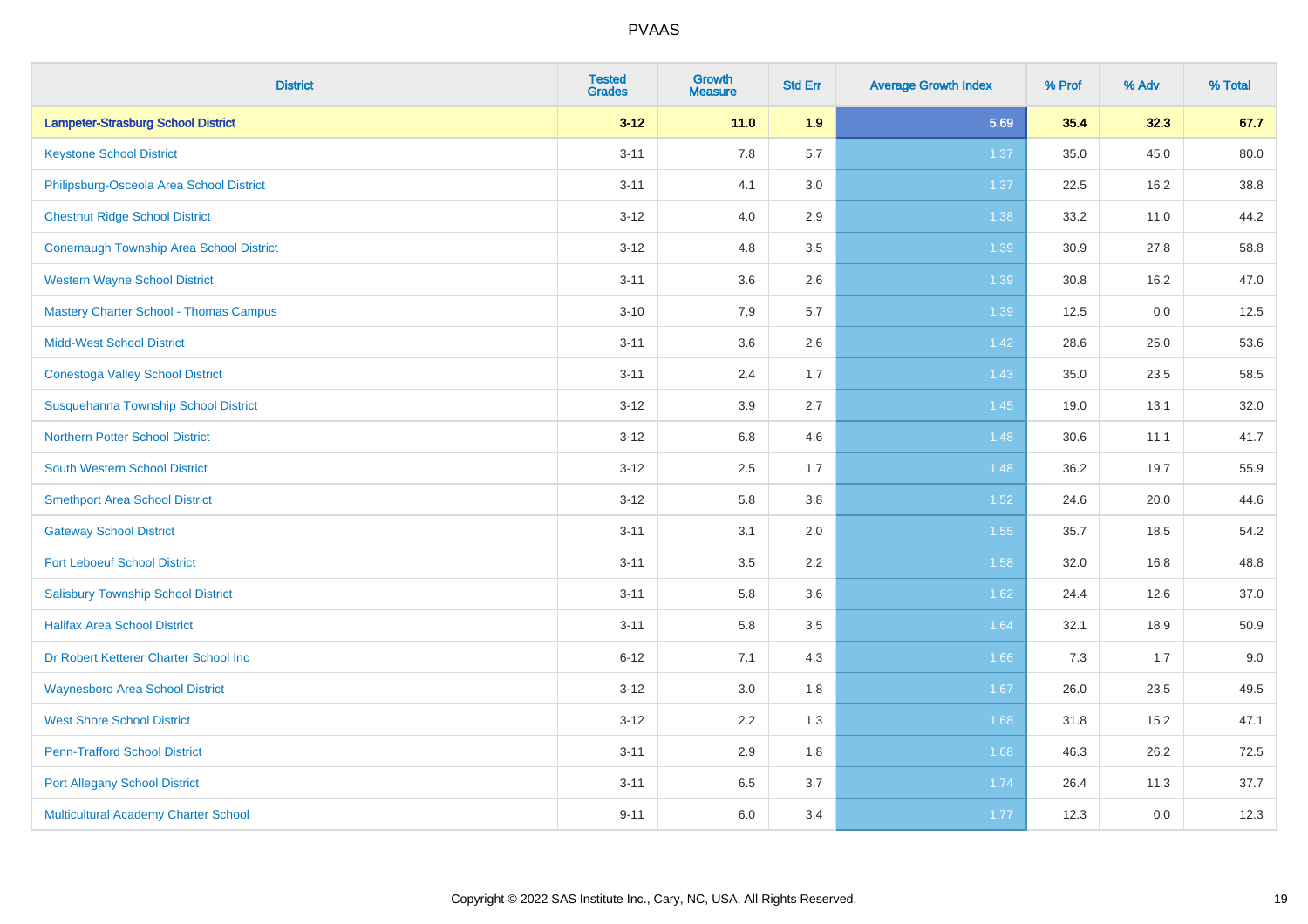# PVAAS

| District | Tested Grades | Growth Measure | Std Err | Average Growth Index | % Prof | % Adv | % Total |
|---|---|---|---|---|---|---|---|
| **Lampeter-Strasburg School District** | **3-12** | **11.0** | **1.9** | **5.69** | **35.4** | **32.3** | **67.7** |
| Keystone School District | 3-11 | 7.8 | 5.7 | 1.37 | 35.0 | 45.0 | 80.0 |
| Philipsburg-Osceola Area School District | 3-11 | 4.1 | 3.0 | 1.37 | 22.5 | 16.2 | 38.8 |
| Chestnut Ridge School District | 3-12 | 4.0 | 2.9 | 1.38 | 33.2 | 11.0 | 44.2 |
| Conemaugh Township Area School District | 3-12 | 4.8 | 3.5 | 1.39 | 30.9 | 27.8 | 58.8 |
| Western Wayne School District | 3-11 | 3.6 | 2.6 | 1.39 | 30.8 | 16.2 | 47.0 |
| Mastery Charter School - Thomas Campus | 3-10 | 7.9 | 5.7 | 1.39 | 12.5 | 0.0 | 12.5 |
| Midd-West School District | 3-11 | 3.6 | 2.6 | 1.42 | 28.6 | 25.0 | 53.6 |
| Conestoga Valley School District | 3-11 | 2.4 | 1.7 | 1.43 | 35.0 | 23.5 | 58.5 |
| Susquehanna Township School District | 3-12 | 3.9 | 2.7 | 1.45 | 19.0 | 13.1 | 32.0 |
| Northern Potter School District | 3-12 | 6.8 | 4.6 | 1.48 | 30.6 | 11.1 | 41.7 |
| South Western School District | 3-12 | 2.5 | 1.7 | 1.48 | 36.2 | 19.7 | 55.9 |
| Smethport Area School District | 3-12 | 5.8 | 3.8 | 1.52 | 24.6 | 20.0 | 44.6 |
| Gateway School District | 3-11 | 3.1 | 2.0 | 1.55 | 35.7 | 18.5 | 54.2 |
| Fort Leboeuf School District | 3-11 | 3.5 | 2.2 | 1.58 | 32.0 | 16.8 | 48.8 |
| Salisbury Township School District | 3-11 | 5.8 | 3.6 | 1.62 | 24.4 | 12.6 | 37.0 |
| Halifax Area School District | 3-11 | 5.8 | 3.5 | 1.64 | 32.1 | 18.9 | 50.9 |
| Dr Robert Ketterer Charter School Inc | 6-12 | 7.1 | 4.3 | 1.66 | 7.3 | 1.7 | 9.0 |
| Waynesboro Area School District | 3-12 | 3.0 | 1.8 | 1.67 | 26.0 | 23.5 | 49.5 |
| West Shore School District | 3-12 | 2.2 | 1.3 | 1.68 | 31.8 | 15.2 | 47.1 |
| Penn-Trafford School District | 3-11 | 2.9 | 1.8 | 1.68 | 46.3 | 26.2 | 72.5 |
| Port Allegany School District | 3-11 | 6.5 | 3.7 | 1.74 | 26.4 | 11.3 | 37.7 |
| Multicultural Academy Charter School | 9-11 | 6.0 | 3.4 | 1.77 | 12.3 | 0.0 | 12.3 |

Copyright © 2022 SAS Institute Inc., Cary, NC, USA. All Rights Reserved.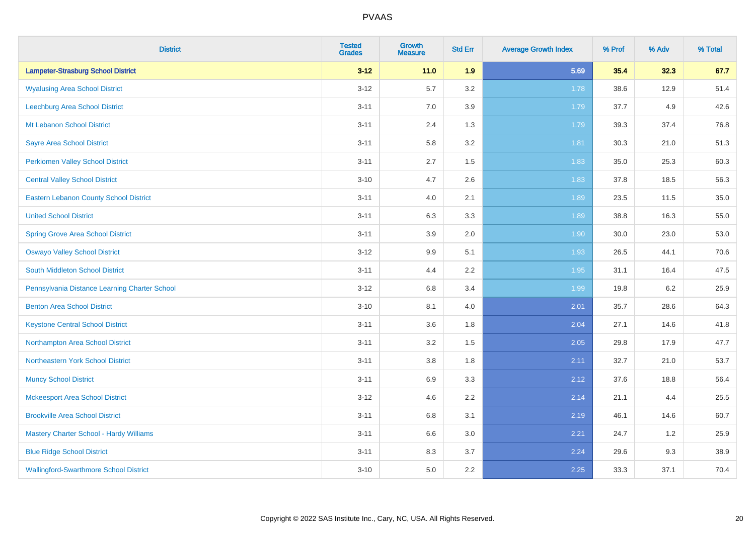# PVAAS

| District | Tested Grades | Growth Measure | Std Err | Average Growth Index | % Prof | % Adv | % Total |
|---|---|---|---|---|---|---|---|
| **Lampeter-Strasburg School District** | **3-12** | **11.0** | **1.9** | **5.69** | **35.4** | **32.3** | **67.7** |
| Wyalusing Area School District | 3-12 | 5.7 | 3.2 | 1.78 | 38.6 | 12.9 | 51.4 |
| Leechburg Area School District | 3-11 | 7.0 | 3.9 | 1.79 | 37.7 | 4.9 | 42.6 |
| Mt Lebanon School District | 3-11 | 2.4 | 1.3 | 1.79 | 39.3 | 37.4 | 76.8 |
| Sayre Area School District | 3-11 | 5.8 | 3.2 | 1.81 | 30.3 | 21.0 | 51.3 |
| Perkiomen Valley School District | 3-11 | 2.7 | 1.5 | 1.83 | 35.0 | 25.3 | 60.3 |
| Central Valley School District | 3-10 | 4.7 | 2.6 | 1.83 | 37.8 | 18.5 | 56.3 |
| Eastern Lebanon County School District | 3-11 | 4.0 | 2.1 | 1.89 | 23.5 | 11.5 | 35.0 |
| United School District | 3-11 | 6.3 | 3.3 | 1.89 | 38.8 | 16.3 | 55.0 |
| Spring Grove Area School District | 3-11 | 3.9 | 2.0 | 1.90 | 30.0 | 23.0 | 53.0 |
| Oswayo Valley School District | 3-12 | 9.9 | 5.1 | 1.93 | 26.5 | 44.1 | 70.6 |
| South Middleton School District | 3-11 | 4.4 | 2.2 | 1.95 | 31.1 | 16.4 | 47.5 |
| Pennsylvania Distance Learning Charter School | 3-12 | 6.8 | 3.4 | 1.99 | 19.8 | 6.2 | 25.9 |
| Benton Area School District | 3-10 | 8.1 | 4.0 | 2.01 | 35.7 | 28.6 | 64.3 |
| Keystone Central School District | 3-11 | 3.6 | 1.8 | 2.04 | 27.1 | 14.6 | 41.8 |
| Northampton Area School District | 3-11 | 3.2 | 1.5 | 2.05 | 29.8 | 17.9 | 47.7 |
| Northeastern York School District | 3-11 | 3.8 | 1.8 | 2.11 | 32.7 | 21.0 | 53.7 |
| Muncy School District | 3-11 | 6.9 | 3.3 | 2.12 | 37.6 | 18.8 | 56.4 |
| Mckeesport Area School District | 3-12 | 4.6 | 2.2 | 2.14 | 21.1 | 4.4 | 25.5 |
| Brookville Area School District | 3-11 | 6.8 | 3.1 | 2.19 | 46.1 | 14.6 | 60.7 |
| Mastery Charter School - Hardy Williams | 3-11 | 6.6 | 3.0 | 2.21 | 24.7 | 1.2 | 25.9 |
| Blue Ridge School District | 3-11 | 8.3 | 3.7 | 2.24 | 29.6 | 9.3 | 38.9 |
| Wallingford-Swarthmore School District | 3-10 | 5.0 | 2.2 | 2.25 | 33.3 | 37.1 | 70.4 |

Copyright © 2022 SAS Institute Inc., Cary, NC, USA. All Rights Reserved.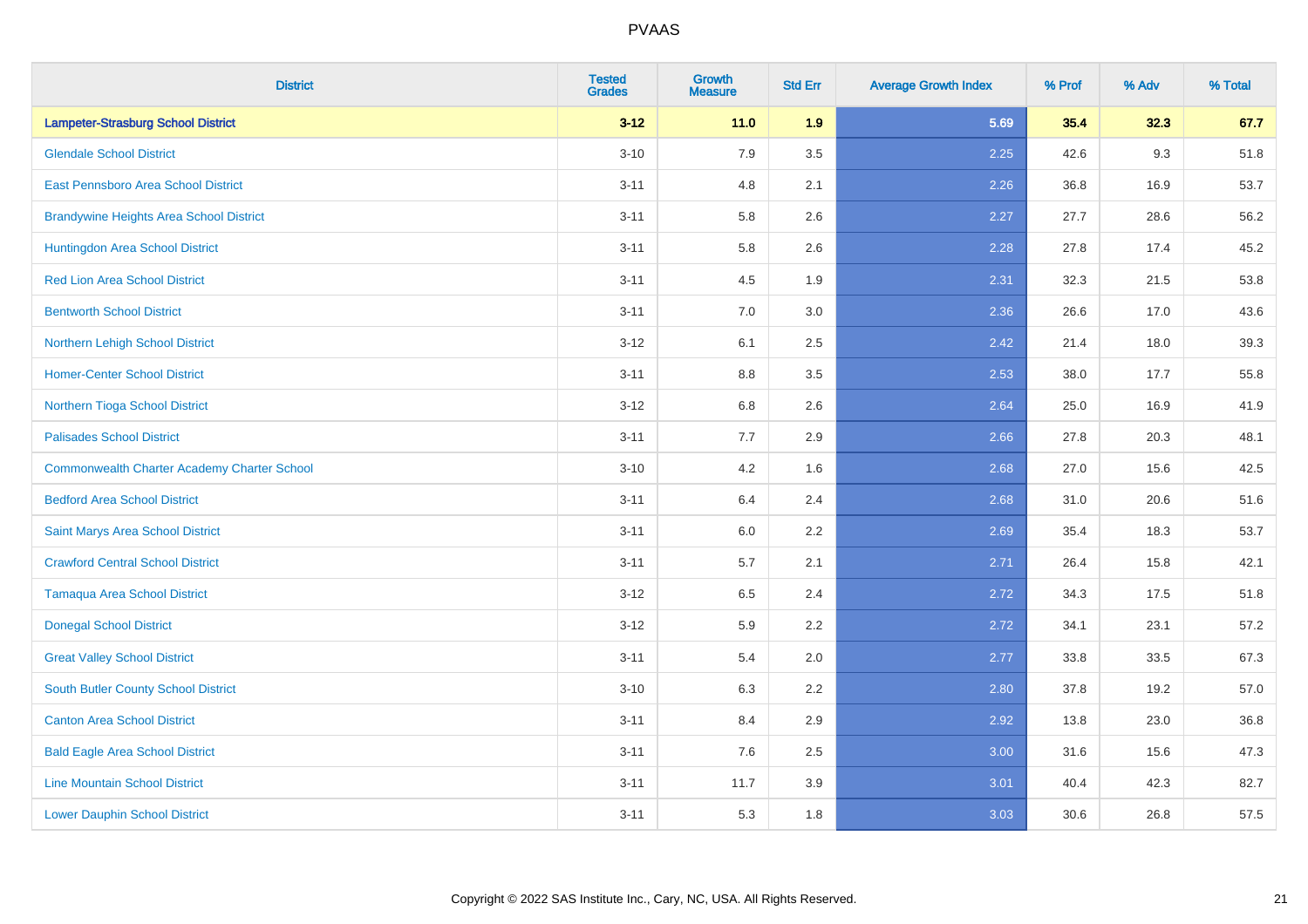# PVAAS

| District | Tested Grades | Growth Measure | Std Err | Average Growth Index | % Prof | % Adv | % Total |
|---|---|---|---|---|---|---|---|
| **Lampeter-Strasburg School District** | **3-12** | **11.0** | **1.9** | **5.69** | **35.4** | **32.3** | **67.7** |
| Glendale School District | 3-10 | 7.9 | 3.5 | 2.25 | 42.6 | 9.3 | 51.8 |
| East Pennsboro Area School District | 3-11 | 4.8 | 2.1 | 2.26 | 36.8 | 16.9 | 53.7 |
| Brandywine Heights Area School District | 3-11 | 5.8 | 2.6 | 2.27 | 27.7 | 28.6 | 56.2 |
| Huntingdon Area School District | 3-11 | 5.8 | 2.6 | 2.28 | 27.8 | 17.4 | 45.2 |
| Red Lion Area School District | 3-11 | 4.5 | 1.9 | 2.31 | 32.3 | 21.5 | 53.8 |
| Bentworth School District | 3-11 | 7.0 | 3.0 | 2.36 | 26.6 | 17.0 | 43.6 |
| Northern Lehigh School District | 3-12 | 6.1 | 2.5 | 2.42 | 21.4 | 18.0 | 39.3 |
| Homer-Center School District | 3-11 | 8.8 | 3.5 | 2.53 | 38.0 | 17.7 | 55.8 |
| Northern Tioga School District | 3-12 | 6.8 | 2.6 | 2.64 | 25.0 | 16.9 | 41.9 |
| Palisades School District | 3-11 | 7.7 | 2.9 | 2.66 | 27.8 | 20.3 | 48.1 |
| Commonwealth Charter Academy Charter School | 3-10 | 4.2 | 1.6 | 2.68 | 27.0 | 15.6 | 42.5 |
| Bedford Area School District | 3-11 | 6.4 | 2.4 | 2.68 | 31.0 | 20.6 | 51.6 |
| Saint Marys Area School District | 3-11 | 6.0 | 2.2 | 2.69 | 35.4 | 18.3 | 53.7 |
| Crawford Central School District | 3-11 | 5.7 | 2.1 | 2.71 | 26.4 | 15.8 | 42.1 |
| Tamaqua Area School District | 3-12 | 6.5 | 2.4 | 2.72 | 34.3 | 17.5 | 51.8 |
| Donegal School District | 3-12 | 5.9 | 2.2 | 2.72 | 34.1 | 23.1 | 57.2 |
| Great Valley School District | 3-11 | 5.4 | 2.0 | 2.77 | 33.8 | 33.5 | 67.3 |
| South Butler County School District | 3-10 | 6.3 | 2.2 | 2.80 | 37.8 | 19.2 | 57.0 |
| Canton Area School District | 3-11 | 8.4 | 2.9 | 2.92 | 13.8 | 23.0 | 36.8 |
| Bald Eagle Area School District | 3-11 | 7.6 | 2.5 | 3.00 | 31.6 | 15.6 | 47.3 |
| Line Mountain School District | 3-11 | 11.7 | 3.9 | 3.01 | 40.4 | 42.3 | 82.7 |
| Lower Dauphin School District | 3-11 | 5.3 | 1.8 | 3.03 | 30.6 | 26.8 | 57.5 |

Copyright © 2022 SAS Institute Inc., Cary, NC, USA. All Rights Reserved.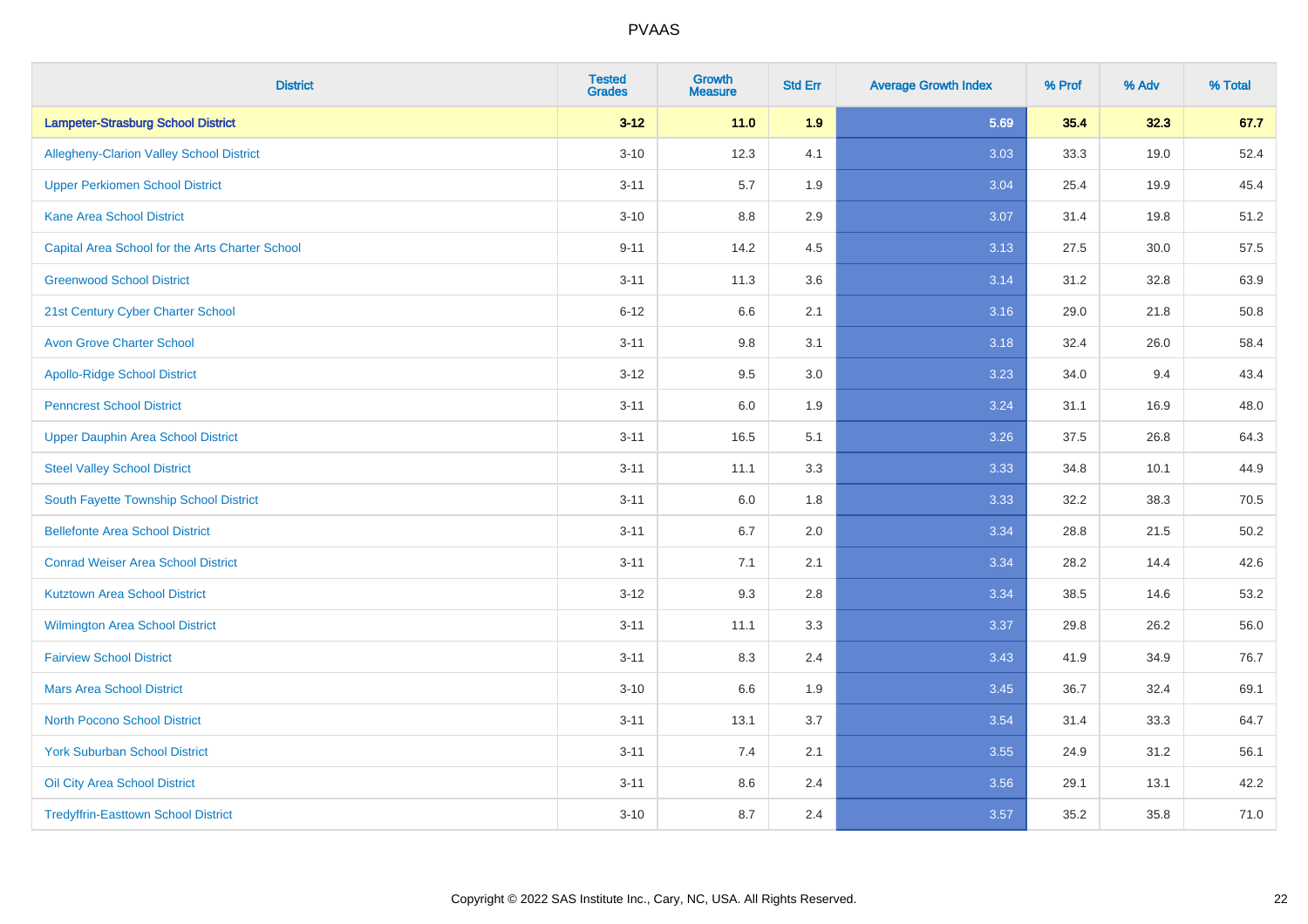# PVAAS

| District | Tested Grades | Growth Measure | Std Err | Average Growth Index | % Prof | % Adv | % Total |
|---|---|---|---|---|---|---|---|
| **Lampeter-Strasburg School District** | **3-12** | **11.0** | **1.9** | **5.69** | **35.4** | **32.3** | **67.7** |
| Allegheny-Clarion Valley School District | 3-10 | 12.3 | 4.1 | 3.03 | 33.3 | 19.0 | 52.4 |
| Upper Perkiomen School District | 3-11 | 5.7 | 1.9 | 3.04 | 25.4 | 19.9 | 45.4 |
| Kane Area School District | 3-10 | 8.8 | 2.9 | 3.07 | 31.4 | 19.8 | 51.2 |
| Capital Area School for the Arts Charter School | 9-11 | 14.2 | 4.5 | 3.13 | 27.5 | 30.0 | 57.5 |
| Greenwood School District | 3-11 | 11.3 | 3.6 | 3.14 | 31.2 | 32.8 | 63.9 |
| 21st Century Cyber Charter School | 6-12 | 6.6 | 2.1 | 3.16 | 29.0 | 21.8 | 50.8 |
| Avon Grove Charter School | 3-11 | 9.8 | 3.1 | 3.18 | 32.4 | 26.0 | 58.4 |
| Apollo-Ridge School District | 3-12 | 9.5 | 3.0 | 3.23 | 34.0 | 9.4 | 43.4 |
| Penncrest School District | 3-11 | 6.0 | 1.9 | 3.24 | 31.1 | 16.9 | 48.0 |
| Upper Dauphin Area School District | 3-11 | 16.5 | 5.1 | 3.26 | 37.5 | 26.8 | 64.3 |
| Steel Valley School District | 3-11 | 11.1 | 3.3 | 3.33 | 34.8 | 10.1 | 44.9 |
| South Fayette Township School District | 3-11 | 6.0 | 1.8 | 3.33 | 32.2 | 38.3 | 70.5 |
| Bellefonte Area School District | 3-11 | 6.7 | 2.0 | 3.34 | 28.8 | 21.5 | 50.2 |
| Conrad Weiser Area School District | 3-11 | 7.1 | 2.1 | 3.34 | 28.2 | 14.4 | 42.6 |
| Kutztown Area School District | 3-12 | 9.3 | 2.8 | 3.34 | 38.5 | 14.6 | 53.2 |
| Wilmington Area School District | 3-11 | 11.1 | 3.3 | 3.37 | 29.8 | 26.2 | 56.0 |
| Fairview School District | 3-11 | 8.3 | 2.4 | 3.43 | 41.9 | 34.9 | 76.7 |
| Mars Area School District | 3-10 | 6.6 | 1.9 | 3.45 | 36.7 | 32.4 | 69.1 |
| North Pocono School District | 3-11 | 13.1 | 3.7 | 3.54 | 31.4 | 33.3 | 64.7 |
| York Suburban School District | 3-11 | 7.4 | 2.1 | 3.55 | 24.9 | 31.2 | 56.1 |
| Oil City Area School District | 3-11 | 8.6 | 2.4 | 3.56 | 29.1 | 13.1 | 42.2 |
| Tredyffrin-Easttown School District | 3-10 | 8.7 | 2.4 | 3.57 | 35.2 | 35.8 | 71.0 |

Copyright © 2022 SAS Institute Inc., Cary, NC, USA. All Rights Reserved.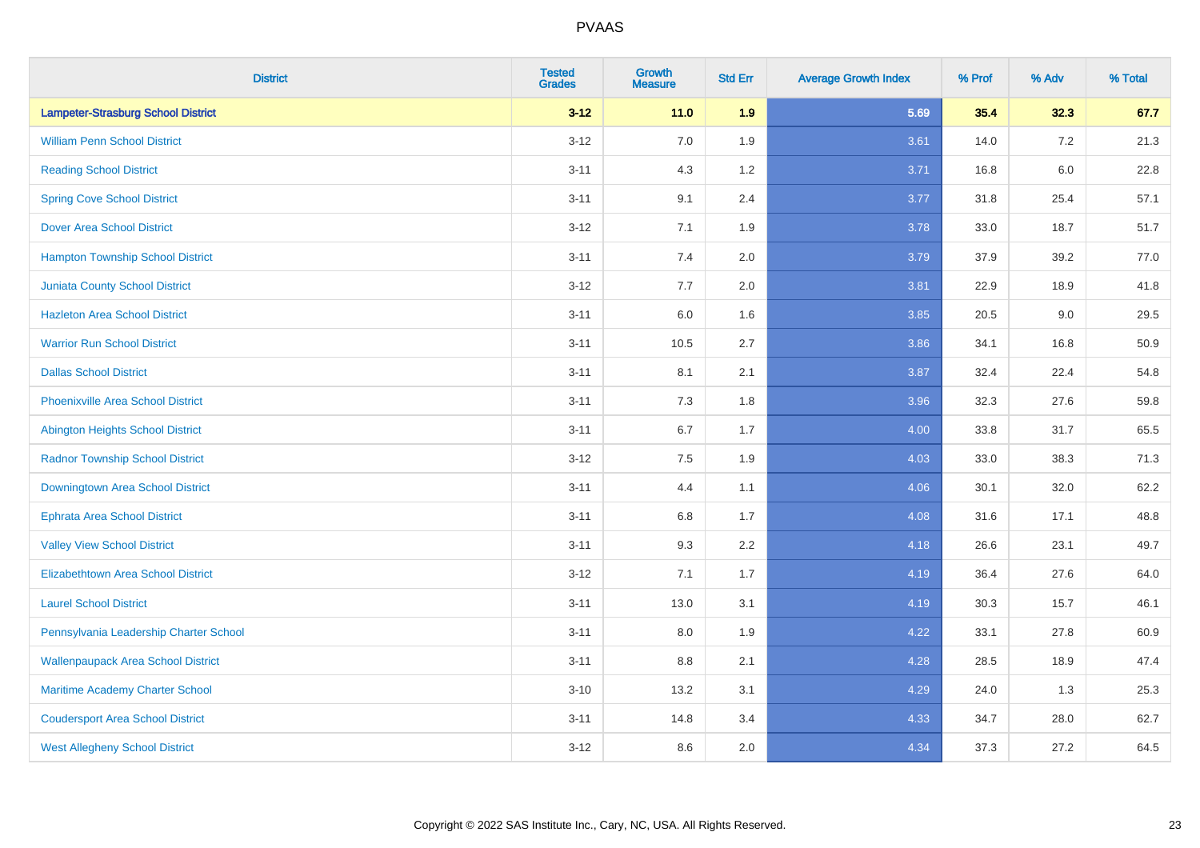# PVAAS

| District | Tested Grades | Growth Measure | Std Err | Average Growth Index | % Prof | % Adv | % Total |
|---|---|---|---|---|---|---|---|
| **Lampeter-Strasburg School District** | **3-12** | **11.0** | **1.9** | **5.69** | **35.4** | **32.3** | **67.7** |
| William Penn School District | 3-12 | 7.0 | 1.9 | 3.61 | 14.0 | 7.2 | 21.3 |
| Reading School District | 3-11 | 4.3 | 1.2 | 3.71 | 16.8 | 6.0 | 22.8 |
| Spring Cove School District | 3-11 | 9.1 | 2.4 | 3.77 | 31.8 | 25.4 | 57.1 |
| Dover Area School District | 3-12 | 7.1 | 1.9 | 3.78 | 33.0 | 18.7 | 51.7 |
| Hampton Township School District | 3-11 | 7.4 | 2.0 | 3.79 | 37.9 | 39.2 | 77.0 |
| Juniata County School District | 3-12 | 7.7 | 2.0 | 3.81 | 22.9 | 18.9 | 41.8 |
| Hazleton Area School District | 3-11 | 6.0 | 1.6 | 3.85 | 20.5 | 9.0 | 29.5 |
| Warrior Run School District | 3-11 | 10.5 | 2.7 | 3.86 | 34.1 | 16.8 | 50.9 |
| Dallas School District | 3-11 | 8.1 | 2.1 | 3.87 | 32.4 | 22.4 | 54.8 |
| Phoenixville Area School District | 3-11 | 7.3 | 1.8 | 3.96 | 32.3 | 27.6 | 59.8 |
| Abington Heights School District | 3-11 | 6.7 | 1.7 | 4.00 | 33.8 | 31.7 | 65.5 |
| Radnor Township School District | 3-12 | 7.5 | 1.9 | 4.03 | 33.0 | 38.3 | 71.3 |
| Downingtown Area School District | 3-11 | 4.4 | 1.1 | 4.06 | 30.1 | 32.0 | 62.2 |
| Ephrata Area School District | 3-11 | 6.8 | 1.7 | 4.08 | 31.6 | 17.1 | 48.8 |
| Valley View School District | 3-11 | 9.3 | 2.2 | 4.18 | 26.6 | 23.1 | 49.7 |
| Elizabethtown Area School District | 3-12 | 7.1 | 1.7 | 4.19 | 36.4 | 27.6 | 64.0 |
| Laurel School District | 3-11 | 13.0 | 3.1 | 4.19 | 30.3 | 15.7 | 46.1 |
| Pennsylvania Leadership Charter School | 3-11 | 8.0 | 1.9 | 4.22 | 33.1 | 27.8 | 60.9 |
| Wallenpaupack Area School District | 3-11 | 8.8 | 2.1 | 4.28 | 28.5 | 18.9 | 47.4 |
| Maritime Academy Charter School | 3-10 | 13.2 | 3.1 | 4.29 | 24.0 | 1.3 | 25.3 |
| Coudersport Area School District | 3-11 | 14.8 | 3.4 | 4.33 | 34.7 | 28.0 | 62.7 |
| West Allegheny School District | 3-12 | 8.6 | 2.0 | 4.34 | 37.3 | 27.2 | 64.5 |

Copyright © 2022 SAS Institute Inc., Cary, NC, USA. All Rights Reserved.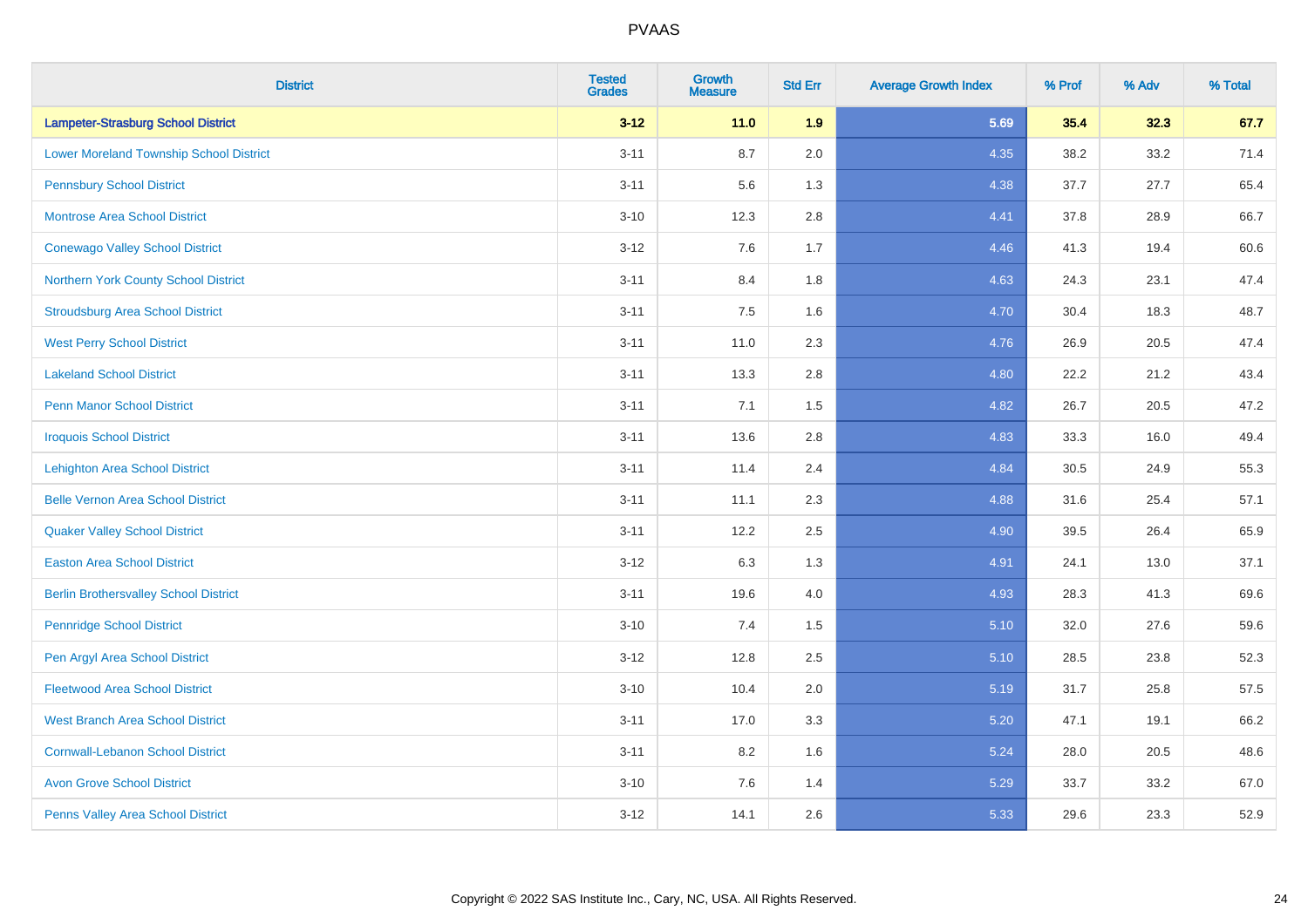# PVAAS

| District | Tested Grades | Growth Measure | Std Err | Average Growth Index | % Prof | % Adv | % Total |
|---|---|---|---|---|---|---|---|
| **Lampeter-Strasburg School District** | **3-12** | **11.0** | **1.9** | **5.69** | **35.4** | **32.3** | **67.7** |
| Lower Moreland Township School District | 3-11 | 8.7 | 2.0 | 4.35 | 38.2 | 33.2 | 71.4 |
| Pennsbury School District | 3-11 | 5.6 | 1.3 | 4.38 | 37.7 | 27.7 | 65.4 |
| Montrose Area School District | 3-10 | 12.3 | 2.8 | 4.41 | 37.8 | 28.9 | 66.7 |
| Conewago Valley School District | 3-12 | 7.6 | 1.7 | 4.46 | 41.3 | 19.4 | 60.6 |
| Northern York County School District | 3-11 | 8.4 | 1.8 | 4.63 | 24.3 | 23.1 | 47.4 |
| Stroudsburg Area School District | 3-11 | 7.5 | 1.6 | 4.70 | 30.4 | 18.3 | 48.7 |
| West Perry School District | 3-11 | 11.0 | 2.3 | 4.76 | 26.9 | 20.5 | 47.4 |
| Lakeland School District | 3-11 | 13.3 | 2.8 | 4.80 | 22.2 | 21.2 | 43.4 |
| Penn Manor School District | 3-11 | 7.1 | 1.5 | 4.82 | 26.7 | 20.5 | 47.2 |
| Iroquois School District | 3-11 | 13.6 | 2.8 | 4.83 | 33.3 | 16.0 | 49.4 |
| Lehighton Area School District | 3-11 | 11.4 | 2.4 | 4.84 | 30.5 | 24.9 | 55.3 |
| Belle Vernon Area School District | 3-11 | 11.1 | 2.3 | 4.88 | 31.6 | 25.4 | 57.1 |
| Quaker Valley School District | 3-11 | 12.2 | 2.5 | 4.90 | 39.5 | 26.4 | 65.9 |
| Easton Area School District | 3-12 | 6.3 | 1.3 | 4.91 | 24.1 | 13.0 | 37.1 |
| Berlin Brothersvalley School District | 3-11 | 19.6 | 4.0 | 4.93 | 28.3 | 41.3 | 69.6 |
| Pennridge School District | 3-10 | 7.4 | 1.5 | 5.10 | 32.0 | 27.6 | 59.6 |
| Pen Argyl Area School District | 3-12 | 12.8 | 2.5 | 5.10 | 28.5 | 23.8 | 52.3 |
| Fleetwood Area School District | 3-10 | 10.4 | 2.0 | 5.19 | 31.7 | 25.8 | 57.5 |
| West Branch Area School District | 3-11 | 17.0 | 3.3 | 5.20 | 47.1 | 19.1 | 66.2 |
| Cornwall-Lebanon School District | 3-11 | 8.2 | 1.6 | 5.24 | 28.0 | 20.5 | 48.6 |
| Avon Grove School District | 3-10 | 7.6 | 1.4 | 5.29 | 33.7 | 33.2 | 67.0 |
| Penns Valley Area School District | 3-12 | 14.1 | 2.6 | 5.33 | 29.6 | 23.3 | 52.9 |

Copyright © 2022 SAS Institute Inc., Cary, NC, USA. All Rights Reserved.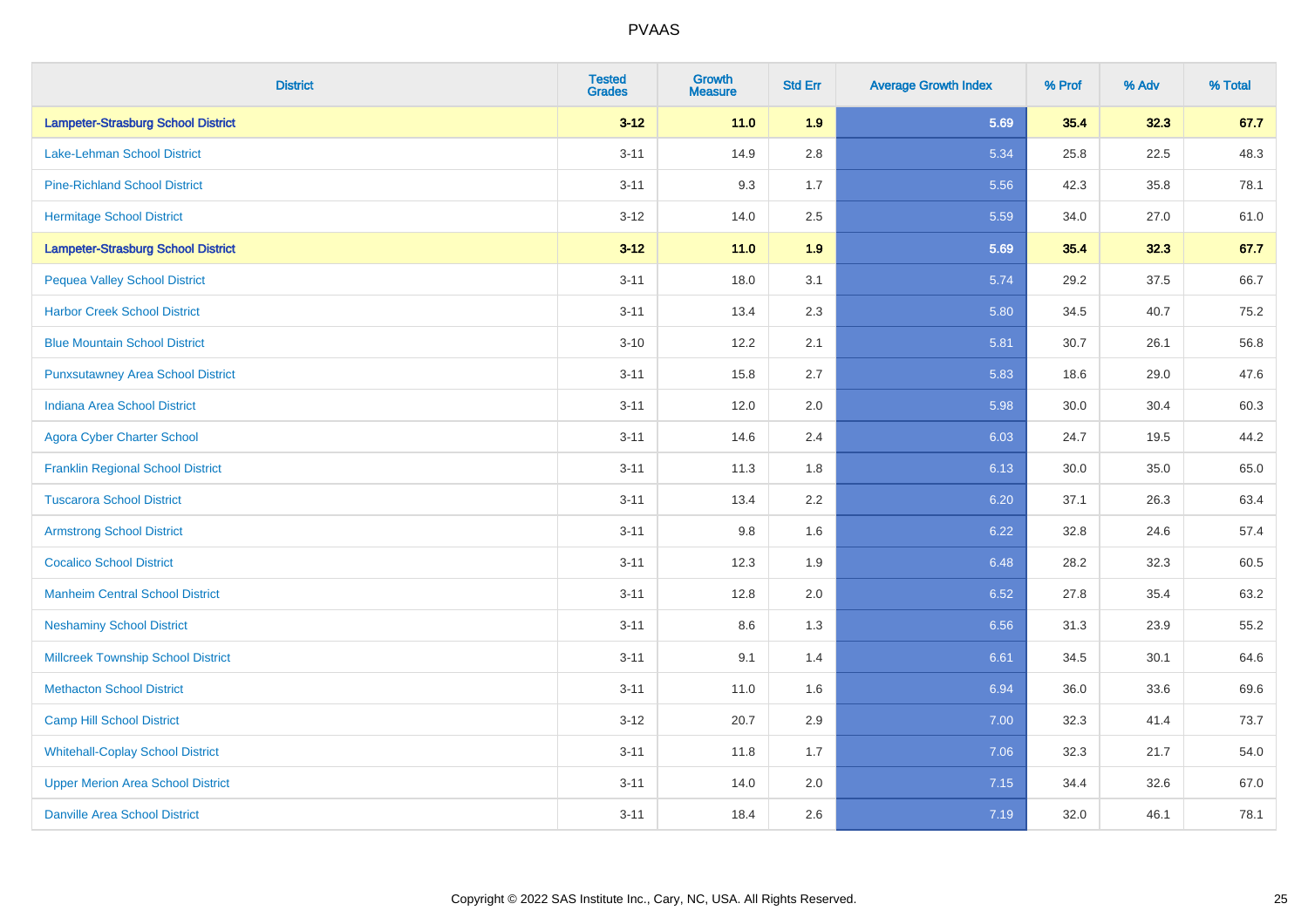# PVAAS

| District | Tested Grades | Growth Measure | Std Err | Average Growth Index | % Prof | % Adv | % Total |
|---|---|---|---|---|---|---|---|
| **Lampeter-Strasburg School District** | **3-12** | **11.0** | **1.9** | **5.69** | **35.4** | **32.3** | **67.7** |
| Lake-Lehman School District | 3-11 | 14.9 | 2.8 | 5.34 | 25.8 | 22.5 | 48.3 |
| Pine-Richland School District | 3-11 | 9.3 | 1.7 | 5.56 | 42.3 | 35.8 | 78.1 |
| Hermitage School District | 3-12 | 14.0 | 2.5 | 5.59 | 34.0 | 27.0 | 61.0 |
| **Lampeter-Strasburg School District** | **3-12** | **11.0** | **1.9** | **5.69** | **35.4** | **32.3** | **67.7** |
| Pequea Valley School District | 3-11 | 18.0 | 3.1 | 5.74 | 29.2 | 37.5 | 66.7 |
| Harbor Creek School District | 3-11 | 13.4 | 2.3 | 5.80 | 34.5 | 40.7 | 75.2 |
| Blue Mountain School District | 3-10 | 12.2 | 2.1 | 5.81 | 30.7 | 26.1 | 56.8 |
| Punxsutawney Area School District | 3-11 | 15.8 | 2.7 | 5.83 | 18.6 | 29.0 | 47.6 |
| Indiana Area School District | 3-11 | 12.0 | 2.0 | 5.98 | 30.0 | 30.4 | 60.3 |
| Agora Cyber Charter School | 3-11 | 14.6 | 2.4 | 6.03 | 24.7 | 19.5 | 44.2 |
| Franklin Regional School District | 3-11 | 11.3 | 1.8 | 6.13 | 30.0 | 35.0 | 65.0 |
| Tuscarora School District | 3-11 | 13.4 | 2.2 | 6.20 | 37.1 | 26.3 | 63.4 |
| Armstrong School District | 3-11 | 9.8 | 1.6 | 6.22 | 32.8 | 24.6 | 57.4 |
| Cocalico School District | 3-11 | 12.3 | 1.9 | 6.48 | 28.2 | 32.3 | 60.5 |
| Manheim Central School District | 3-11 | 12.8 | 2.0 | 6.52 | 27.8 | 35.4 | 63.2 |
| Neshaminy School District | 3-11 | 8.6 | 1.3 | 6.56 | 31.3 | 23.9 | 55.2 |
| Millcreek Township School District | 3-11 | 9.1 | 1.4 | 6.61 | 34.5 | 30.1 | 64.6 |
| Methacton School District | 3-11 | 11.0 | 1.6 | 6.94 | 36.0 | 33.6 | 69.6 |
| Camp Hill School District | 3-12 | 20.7 | 2.9 | 7.00 | 32.3 | 41.4 | 73.7 |
| Whitehall-Coplay School District | 3-11 | 11.8 | 1.7 | 7.06 | 32.3 | 21.7 | 54.0 |
| Upper Merion Area School District | 3-11 | 14.0 | 2.0 | 7.15 | 34.4 | 32.6 | 67.0 |
| Danville Area School District | 3-11 | 18.4 | 2.6 | 7.19 | 32.0 | 46.1 | 78.1 |

Copyright © 2022 SAS Institute Inc., Cary, NC, USA. All Rights Reserved.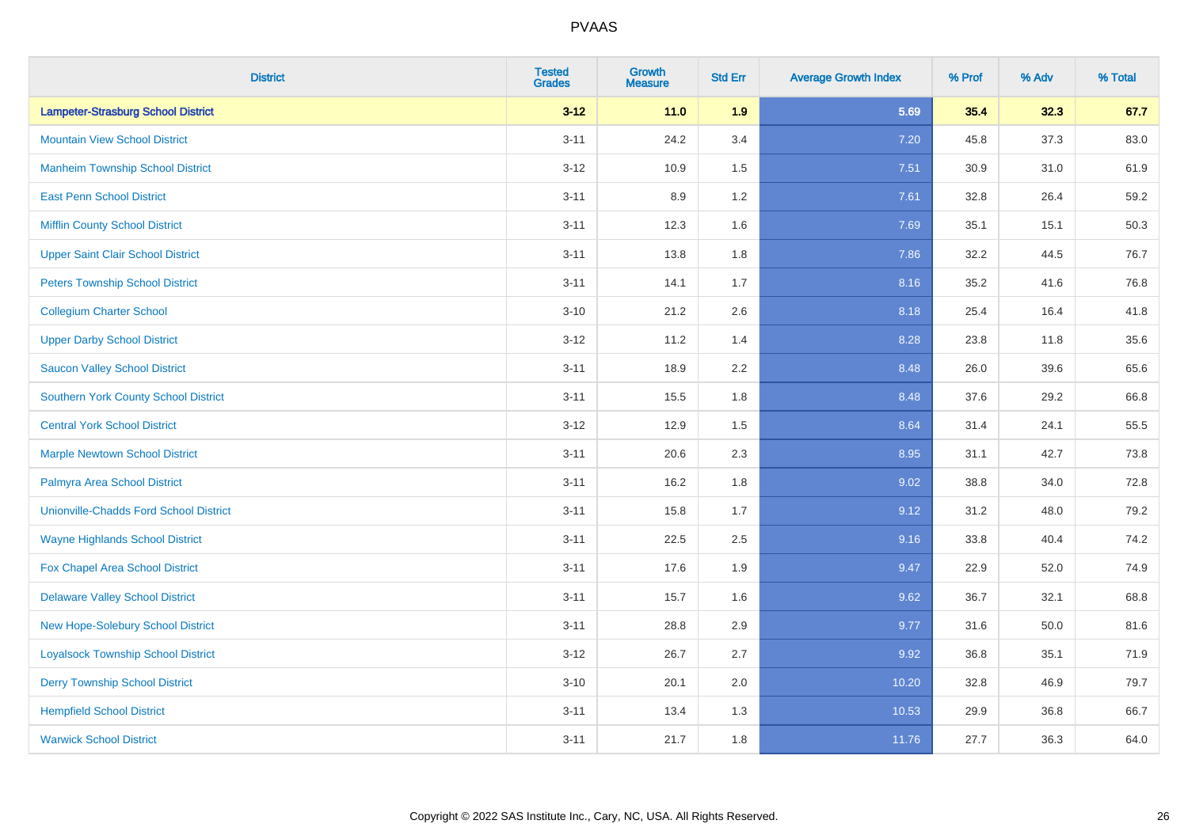# PVAAS

| District | Tested Grades | Growth Measure | Std Err | Average Growth Index | % Prof | % Adv | % Total |
|---|---|---|---|---|---|---|---|
| **Lampeter-Strasburg School District** | **3-12** | **11.0** | **1.9** | **5.69** | **35.4** | **32.3** | **67.7** |
| Mountain View School District | 3-11 | 24.2 | 3.4 | 7.20 | 45.8 | 37.3 | 83.0 |
| Manheim Township School District | 3-12 | 10.9 | 1.5 | 7.51 | 30.9 | 31.0 | 61.9 |
| East Penn School District | 3-11 | 8.9 | 1.2 | 7.61 | 32.8 | 26.4 | 59.2 |
| Mifflin County School District | 3-11 | 12.3 | 1.6 | 7.69 | 35.1 | 15.1 | 50.3 |
| Upper Saint Clair School District | 3-11 | 13.8 | 1.8 | 7.86 | 32.2 | 44.5 | 76.7 |
| Peters Township School District | 3-11 | 14.1 | 1.7 | 8.16 | 35.2 | 41.6 | 76.8 |
| Collegium Charter School | 3-10 | 21.2 | 2.6 | 8.18 | 25.4 | 16.4 | 41.8 |
| Upper Darby School District | 3-12 | 11.2 | 1.4 | 8.28 | 23.8 | 11.8 | 35.6 |
| Saucon Valley School District | 3-11 | 18.9 | 2.2 | 8.48 | 26.0 | 39.6 | 65.6 |
| Southern York County School District | 3-11 | 15.5 | 1.8 | 8.48 | 37.6 | 29.2 | 66.8 |
| Central York School District | 3-12 | 12.9 | 1.5 | 8.64 | 31.4 | 24.1 | 55.5 |
| Marple Newtown School District | 3-11 | 20.6 | 2.3 | 8.95 | 31.1 | 42.7 | 73.8 |
| Palmyra Area School District | 3-11 | 16.2 | 1.8 | 9.02 | 38.8 | 34.0 | 72.8 |
| Unionville-Chadds Ford School District | 3-11 | 15.8 | 1.7 | 9.12 | 31.2 | 48.0 | 79.2 |
| Wayne Highlands School District | 3-11 | 22.5 | 2.5 | 9.16 | 33.8 | 40.4 | 74.2 |
| Fox Chapel Area School District | 3-11 | 17.6 | 1.9 | 9.47 | 22.9 | 52.0 | 74.9 |
| Delaware Valley School District | 3-11 | 15.7 | 1.6 | 9.62 | 36.7 | 32.1 | 68.8 |
| New Hope-Solebury School District | 3-11 | 28.8 | 2.9 | 9.77 | 31.6 | 50.0 | 81.6 |
| Loyalsock Township School District | 3-12 | 26.7 | 2.7 | 9.92 | 36.8 | 35.1 | 71.9 |
| Derry Township School District | 3-10 | 20.1 | 2.0 | 10.20 | 32.8 | 46.9 | 79.7 |
| Hempfield School District | 3-11 | 13.4 | 1.3 | 10.53 | 29.9 | 36.8 | 66.7 |
| Warwick School District | 3-11 | 21.7 | 1.8 | 11.76 | 27.7 | 36.3 | 64.0 |

Copyright © 2022 SAS Institute Inc., Cary, NC, USA. All Rights Reserved.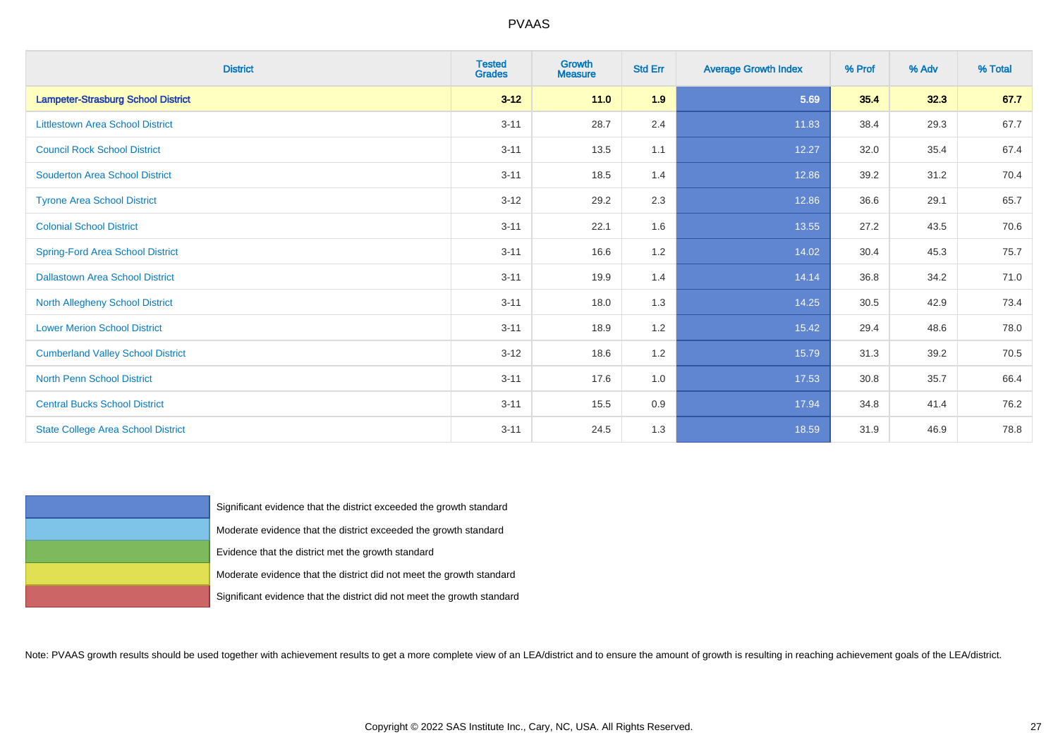# PVAAS

| District | Tested Grades | Growth Measure | Std Err | Average Growth Index | % Prof | % Adv | % Total |
|---|---|---|---|---|---|---|---|
| **Lampeter-Strasburg School District** | **3-12** | **11.0** | **1.9** | **5.69** | **35.4** | **32.3** | **67.7** |
| Littlestown Area School District | 3-11 | 28.7 | 2.4 | 11.83 | 38.4 | 29.3 | 67.7 |
| Council Rock School District | 3-11 | 13.5 | 1.1 | 12.27 | 32.0 | 35.4 | 67.4 |
| Souderton Area School District | 3-11 | 18.5 | 1.4 | 12.86 | 39.2 | 31.2 | 70.4 |
| Tyrone Area School District | 3-12 | 29.2 | 2.3 | 12.86 | 36.6 | 29.1 | 65.7 |
| Colonial School District | 3-11 | 22.1 | 1.6 | 13.55 | 27.2 | 43.5 | 70.6 |
| Spring-Ford Area School District | 3-11 | 16.6 | 1.2 | 14.02 | 30.4 | 45.3 | 75.7 |
| Dallastown Area School District | 3-11 | 19.9 | 1.4 | 14.14 | 36.8 | 34.2 | 71.0 |
| North Allegheny School District | 3-11 | 18.0 | 1.3 | 14.25 | 30.5 | 42.9 | 73.4 |
| Lower Merion School District | 3-11 | 18.9 | 1.2 | 15.42 | 29.4 | 48.6 | 78.0 |
| Cumberland Valley School District | 3-12 | 18.6 | 1.2 | 15.79 | 31.3 | 39.2 | 70.5 |
| North Penn School District | 3-11 | 17.6 | 1.0 | 17.53 | 30.8 | 35.7 | 66.4 |
| Central Bucks School District | 3-11 | 15.5 | 0.9 | 17.94 | 34.8 | 41.4 | 76.2 |
| State College Area School District | 3-11 | 24.5 | 1.3 | 18.59 | 31.9 | 46.9 | 78.8 |

Significant evidence that the district exceeded the growth standard

Moderate evidence that the district exceeded the growth standard

Evidence that the district met the growth standard

Moderate evidence that the district did not meet the growth standard

Significant evidence that the district did not meet the growth standard

Note: PVAAS growth results should be used together with achievement results to get a more complete view of an LEA/district and to ensure the amount of growth is resulting in reaching achievement goals of the LEA/district.

Copyright © 2022 SAS Institute Inc., Cary, NC, USA. All Rights Reserved.